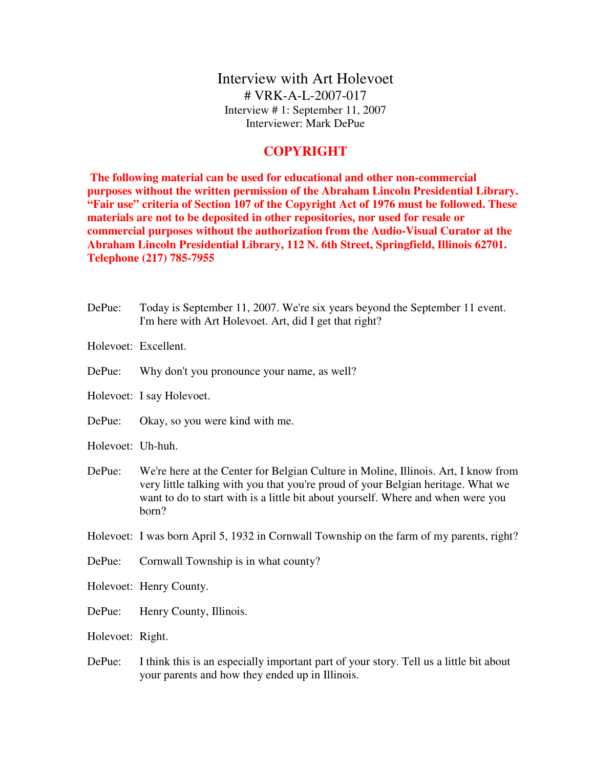# Interview with Art Holevoet

# VRK-A-L-2007-017
Interview # 1: September 11, 2007
Interviewer: Mark DePue

## COPYRIGHT

**The following material can be used for educational and other non-commercial purposes without the written permission of the Abraham Lincoln Presidential Library. "Fair use" criteria of Section 107 of the Copyright Act of 1976 must be followed. These materials are not to be deposited in other repositories, nor used for resale or commercial purposes without the authorization from the Audio-Visual Curator at the Abraham Lincoln Presidential Library, 112 N. 6th Street, Springfield, Illinois 62701. Telephone (217) 785-7955**

DePue: Today is September 11, 2007. We're six years beyond the September 11 event. I'm here with Art Holevoet. Art, did I get that right?

Holevoet: Excellent.

DePue: Why don't you pronounce your name, as well?

Holevoet: I say Holevoet.

DePue: Okay, so you were kind with me.

Holevoet: Uh-huh.

DePue: We're here at the Center for Belgian Culture in Moline, Illinois. Art, I know from very little talking with you that you're proud of your Belgian heritage. What we want to do to start with is a little bit about yourself. Where and when were you born?

Holevoet: I was born April 5, 1932 in Cornwall Township on the farm of my parents, right?

DePue: Cornwall Township is in what county?

Holevoet: Henry County.

DePue: Henry County, Illinois.

Holevoet: Right.

DePue: I think this is an especially important part of your story. Tell us a little bit about your parents and how they ended up in Illinois.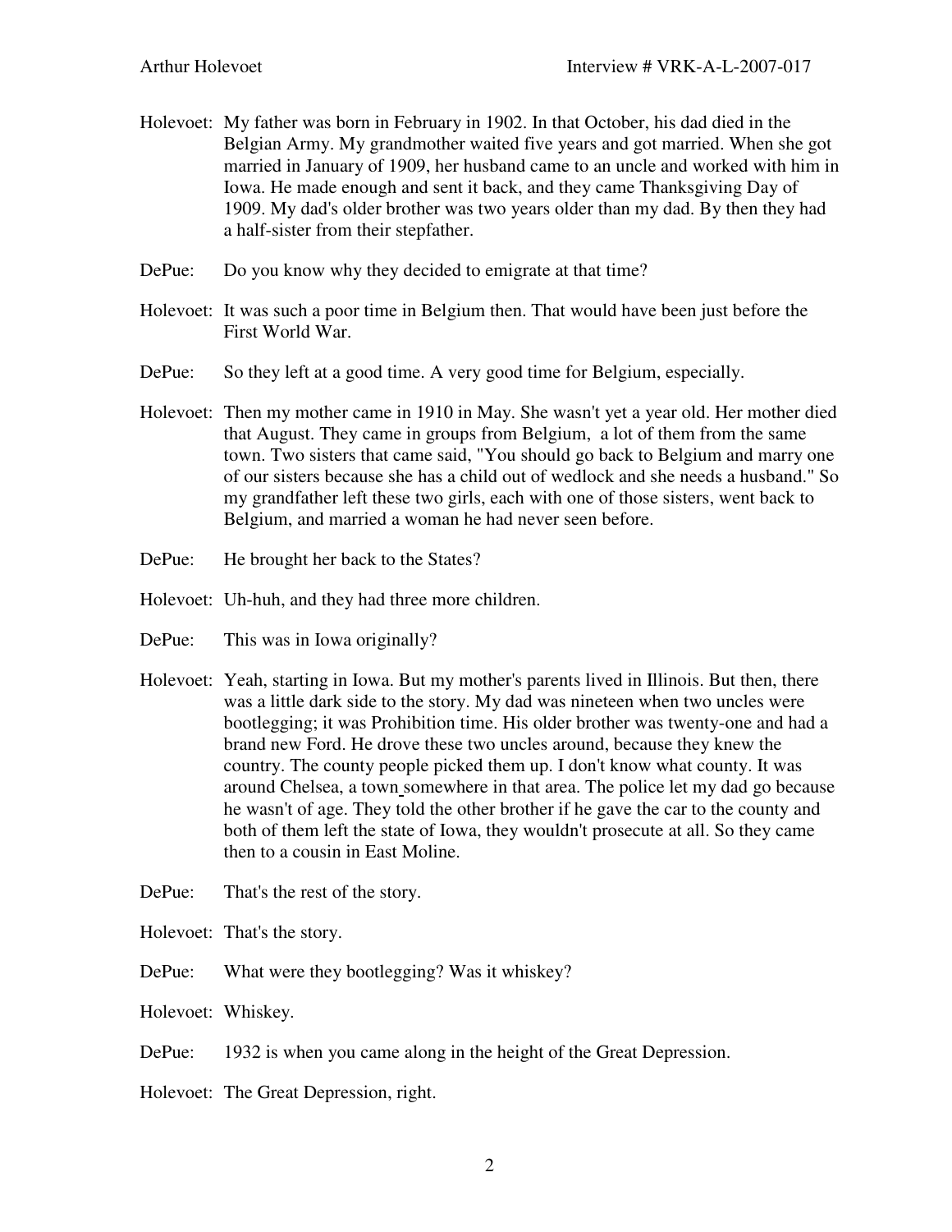Holevoet: My father was born in February in 1902. In that October, his dad died in the Belgian Army. My grandmother waited five years and got married. When she got married in January of 1909, her husband came to an uncle and worked with him in Iowa. He made enough and sent it back, and they came Thanksgiving Day of 1909. My dad's older brother was two years older than my dad. By then they had a half-sister from their stepfather.

DePue: Do you know why they decided to emigrate at that time?

Holevoet: It was such a poor time in Belgium then. That would have been just before the First World War.

DePue: So they left at a good time. A very good time for Belgium, especially.

Holevoet: Then my mother came in 1910 in May. She wasn't yet a year old. Her mother died that August. They came in groups from Belgium, a lot of them from the same town. Two sisters that came said, "You should go back to Belgium and marry one of our sisters because she has a child out of wedlock and she needs a husband." So my grandfather left these two girls, each with one of those sisters, went back to Belgium, and married a woman he had never seen before.

DePue: He brought her back to the States?

Holevoet: Uh-huh, and they had three more children.

DePue: This was in Iowa originally?

Holevoet: Yeah, starting in Iowa. But my mother's parents lived in Illinois. But then, there was a little dark side to the story. My dad was nineteen when two uncles were bootlegging; it was Prohibition time. His older brother was twenty-one and had a brand new Ford. He drove these two uncles around, because they knew the country. The county people picked them up. I don't know what county. It was around Chelsea, a town somewhere in that area. The police let my dad go because he wasn't of age. They told the other brother if he gave the car to the county and both of them left the state of Iowa, they wouldn't prosecute at all. So they came then to a cousin in East Moline.

DePue: That's the rest of the story.

Holevoet: That's the story.

DePue: What were they bootlegging? Was it whiskey?

Holevoet: Whiskey.

DePue: 1932 is when you came along in the height of the Great Depression.

Holevoet: The Great Depression, right.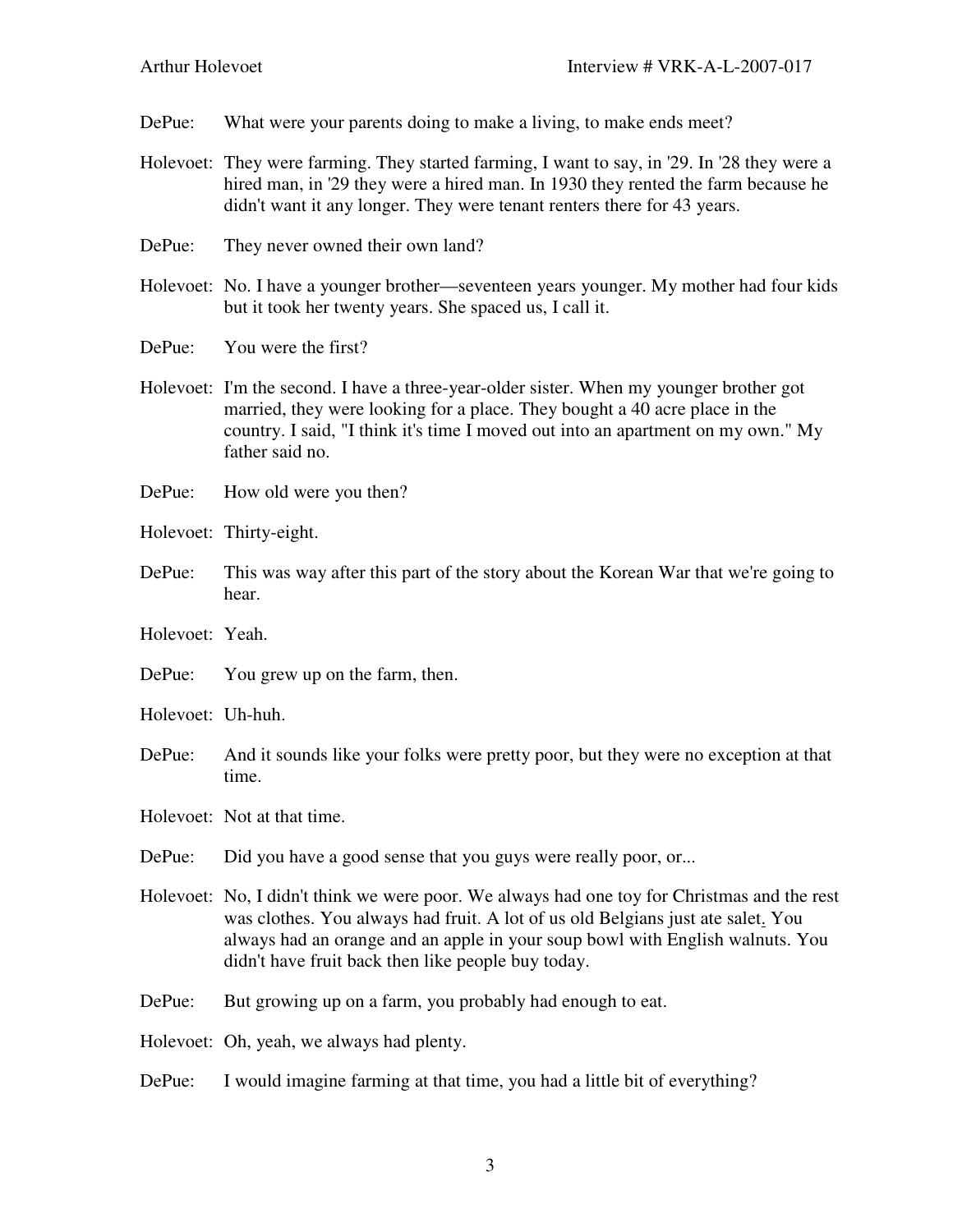DePue: What were your parents doing to make a living, to make ends meet?

Holevoet: They were farming. They started farming, I want to say, in '29. In '28 they were a hired man, in '29 they were a hired man. In 1930 they rented the farm because he didn't want it any longer. They were tenant renters there for 43 years.

DePue: They never owned their own land?

Holevoet: No. I have a younger brother—seventeen years younger. My mother had four kids but it took her twenty years. She spaced us, I call it.

DePue: You were the first?

Holevoet: I'm the second. I have a three-year-older sister. When my younger brother got married, they were looking for a place. They bought a 40 acre place in the country. I said, "I think it's time I moved out into an apartment on my own." My father said no.

DePue: How old were you then?

Holevoet: Thirty-eight.

DePue: This was way after this part of the story about the Korean War that we're going to hear.

Holevoet: Yeah.

DePue: You grew up on the farm, then.

Holevoet: Uh-huh.

DePue: And it sounds like your folks were pretty poor, but they were no exception at that time.

Holevoet: Not at that time.

DePue: Did you have a good sense that you guys were really poor, or...

Holevoet: No, I didn't think we were poor. We always had one toy for Christmas and the rest was clothes. You always had fruit. A lot of us old Belgians just ate salet. You always had an orange and an apple in your soup bowl with English walnuts. You didn't have fruit back then like people buy today.

DePue: But growing up on a farm, you probably had enough to eat.

Holevoet: Oh, yeah, we always had plenty.

DePue: I would imagine farming at that time, you had a little bit of everything?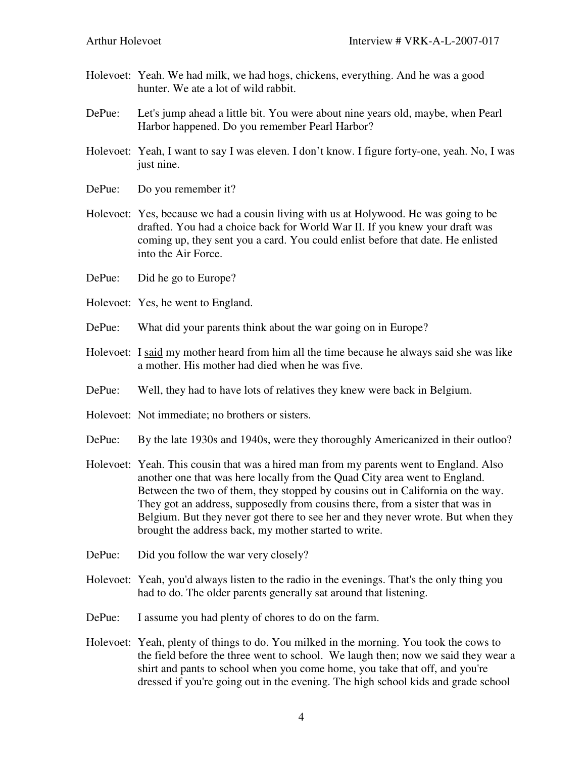Holevoet: Yeah. We had milk, we had hogs, chickens, everything. And he was a good hunter. We ate a lot of wild rabbit.

DePue: Let's jump ahead a little bit. You were about nine years old, maybe, when Pearl Harbor happened. Do you remember Pearl Harbor?

Holevoet: Yeah, I want to say I was eleven. I don't know. I figure forty-one, yeah. No, I was just nine.

DePue: Do you remember it?

Holevoet: Yes, because we had a cousin living with us at Holywood. He was going to be drafted. You had a choice back for World War II. If you knew your draft was coming up, they sent you a card. You could enlist before that date. He enlisted into the Air Force.

DePue: Did he go to Europe?

Holevoet: Yes, he went to England.

DePue: What did your parents think about the war going on in Europe?

Holevoet: I <u>said</u> my mother heard from him all the time because he always said she was like a mother. His mother had died when he was five.

DePue: Well, they had to have lots of relatives they knew were back in Belgium.

Holevoet: Not immediate; no brothers or sisters.

DePue: By the late 1930s and 1940s, were they thoroughly Americanized in their outloo?

Holevoet: Yeah. This cousin that was a hired man from my parents went to England. Also another one that was here locally from the Quad City area went to England. Between the two of them, they stopped by cousins out in California on the way. They got an address, supposedly from cousins there, from a sister that was in Belgium. But they never got there to see her and they never wrote. But when they brought the address back, my mother started to write.

DePue: Did you follow the war very closely?

Holevoet: Yeah, you'd always listen to the radio in the evenings. That's the only thing you had to do. The older parents generally sat around that listening.

DePue: I assume you had plenty of chores to do on the farm.

Holevoet: Yeah, plenty of things to do. You milked in the morning. You took the cows to the field before the three went to school. We laugh then; now we said they wear a shirt and pants to school when you come home, you take that off, and you're dressed if you're going out in the evening. The high school kids and grade school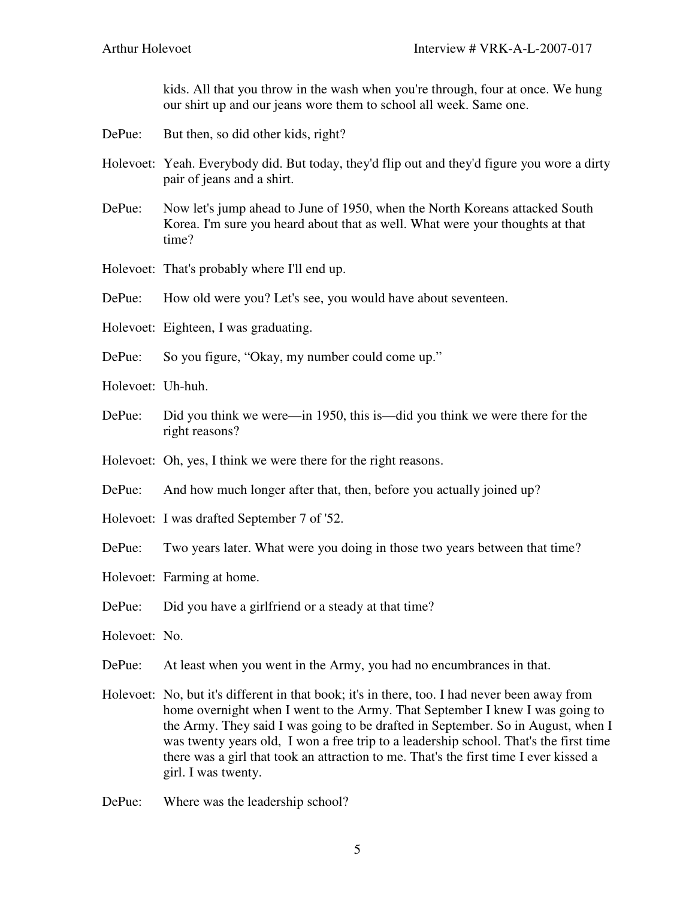kids. All that you throw in the wash when you're through, four at once. We hung our shirt up and our jeans wore them to school all week. Same one.

DePue: But then, so did other kids, right?

Holevoet: Yeah. Everybody did. But today, they'd flip out and they'd figure you wore a dirty pair of jeans and a shirt.

DePue: Now let's jump ahead to June of 1950, when the North Koreans attacked South Korea. I'm sure you heard about that as well. What were your thoughts at that time?

Holevoet: That's probably where I'll end up.

DePue: How old were you? Let's see, you would have about seventeen.

Holevoet: Eighteen, I was graduating.

DePue: So you figure, "Okay, my number could come up."

Holevoet: Uh-huh.

DePue: Did you think we were—in 1950, this is—did you think we were there for the right reasons?

Holevoet: Oh, yes, I think we were there for the right reasons.

DePue: And how much longer after that, then, before you actually joined up?

Holevoet: I was drafted September 7 of '52.

DePue: Two years later. What were you doing in those two years between that time?

Holevoet: Farming at home.

DePue: Did you have a girlfriend or a steady at that time?

Holevoet: No.

DePue: At least when you went in the Army, you had no encumbrances in that.

Holevoet: No, but it's different in that book; it's in there, too. I had never been away from home overnight when I went to the Army. That September I knew I was going to the Army. They said I was going to be drafted in September. So in August, when I was twenty years old, I won a free trip to a leadership school. That's the first time there was a girl that took an attraction to me. That's the first time I ever kissed a girl. I was twenty.

DePue: Where was the leadership school?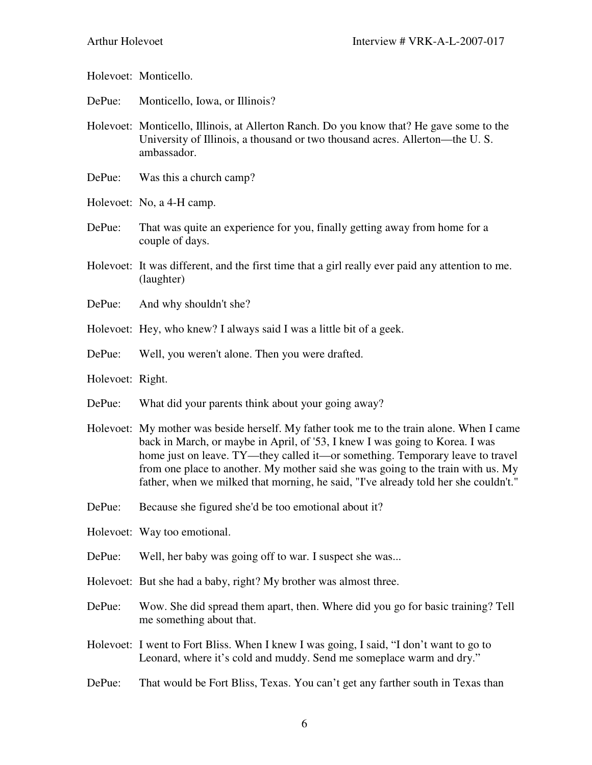Holevoet: Monticello.

DePue: Monticello, Iowa, or Illinois?

Holevoet: Monticello, Illinois, at Allerton Ranch. Do you know that? He gave some to the University of Illinois, a thousand or two thousand acres. Allerton—the U. S. ambassador.

DePue: Was this a church camp?

Holevoet: No, a 4-H camp.

DePue: That was quite an experience for you, finally getting away from home for a couple of days.

Holevoet: It was different, and the first time that a girl really ever paid any attention to me. (laughter)

DePue: And why shouldn't she?

Holevoet: Hey, who knew? I always said I was a little bit of a geek.

DePue: Well, you weren't alone. Then you were drafted.

Holevoet: Right.

DePue: What did your parents think about your going away?

Holevoet: My mother was beside herself. My father took me to the train alone. When I came back in March, or maybe in April, of '53, I knew I was going to Korea. I was home just on leave. TY—they called it—or something. Temporary leave to travel from one place to another. My mother said she was going to the train with us. My father, when we milked that morning, he said, "I've already told her she couldn't."

DePue: Because she figured she'd be too emotional about it?

Holevoet: Way too emotional.

DePue: Well, her baby was going off to war. I suspect she was...

Holevoet: But she had a baby, right? My brother was almost three.

DePue: Wow. She did spread them apart, then. Where did you go for basic training? Tell me something about that.

Holevoet: I went to Fort Bliss. When I knew I was going, I said, "I don't want to go to Leonard, where it's cold and muddy. Send me someplace warm and dry."

DePue: That would be Fort Bliss, Texas. You can't get any farther south in Texas than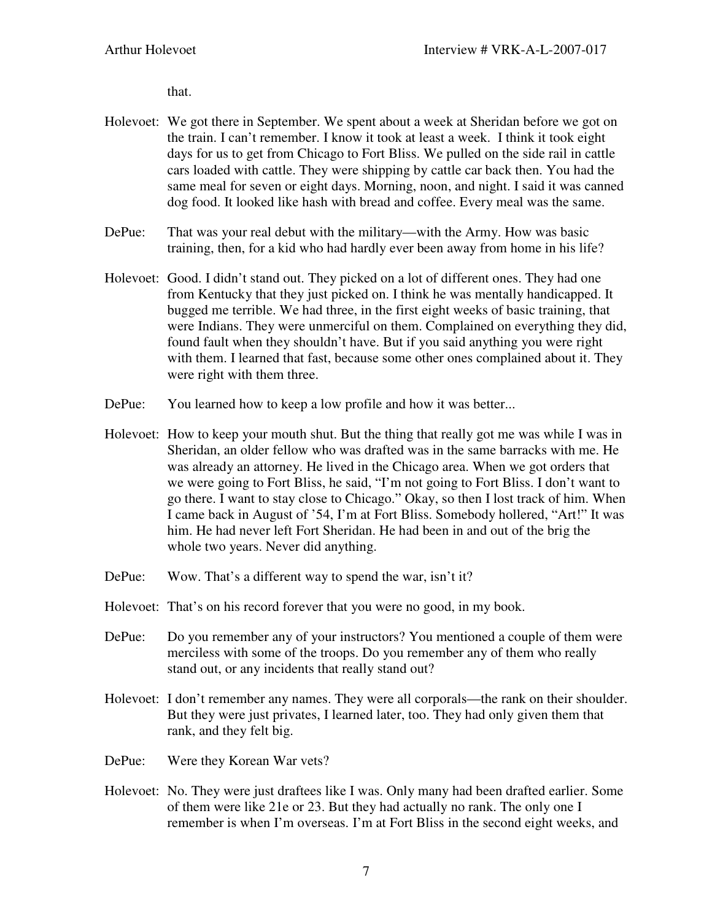that.

Holevoet: We got there in September. We spent about a week at Sheridan before we got on the train. I can't remember. I know it took at least a week. I think it took eight days for us to get from Chicago to Fort Bliss. We pulled on the side rail in cattle cars loaded with cattle. They were shipping by cattle car back then. You had the same meal for seven or eight days. Morning, noon, and night. I said it was canned dog food. It looked like hash with bread and coffee. Every meal was the same.

DePue: That was your real debut with the military—with the Army. How was basic training, then, for a kid who had hardly ever been away from home in his life?

Holevoet: Good. I didn't stand out. They picked on a lot of different ones. They had one from Kentucky that they just picked on. I think he was mentally handicapped. It bugged me terrible. We had three, in the first eight weeks of basic training, that were Indians. They were unmerciful on them. Complained on everything they did, found fault when they shouldn't have. But if you said anything you were right with them. I learned that fast, because some other ones complained about it. They were right with them three.

DePue: You learned how to keep a low profile and how it was better...

Holevoet: How to keep your mouth shut. But the thing that really got me was while I was in Sheridan, an older fellow who was drafted was in the same barracks with me. He was already an attorney. He lived in the Chicago area. When we got orders that we were going to Fort Bliss, he said, "I'm not going to Fort Bliss. I don't want to go there. I want to stay close to Chicago." Okay, so then I lost track of him. When I came back in August of '54, I'm at Fort Bliss. Somebody hollered, "Art!" It was him. He had never left Fort Sheridan. He had been in and out of the brig the whole two years. Never did anything.

DePue: Wow. That's a different way to spend the war, isn't it?

Holevoet: That's on his record forever that you were no good, in my book.

DePue: Do you remember any of your instructors? You mentioned a couple of them were merciless with some of the troops. Do you remember any of them who really stand out, or any incidents that really stand out?

Holevoet: I don't remember any names. They were all corporals—the rank on their shoulder. But they were just privates, I learned later, too. They had only given them that rank, and they felt big.

DePue: Were they Korean War vets?

Holevoet: No. They were just draftees like I was. Only many had been drafted earlier. Some of them were like 21e or 23. But they had actually no rank. The only one I remember is when I'm overseas. I'm at Fort Bliss in the second eight weeks, and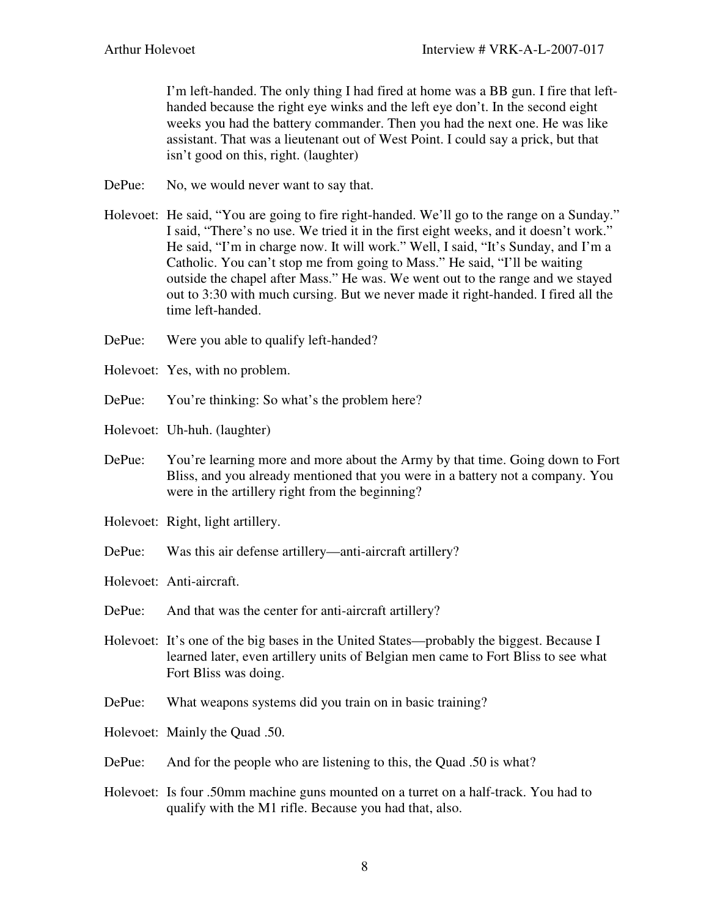I'm left-handed. The only thing I had fired at home was a BB gun. I fire that left-handed because the right eye winks and the left eye don't. In the second eight weeks you had the battery commander. Then you had the next one. He was like assistant. That was a lieutenant out of West Point. I could say a prick, but that isn't good on this, right. (laughter)

DePue: No, we would never want to say that.

Holevoet: He said, "You are going to fire right-handed. We'll go to the range on a Sunday." I said, "There's no use. We tried it in the first eight weeks, and it doesn't work." He said, "I'm in charge now. It will work." Well, I said, "It's Sunday, and I'm a Catholic. You can't stop me from going to Mass." He said, "I'll be waiting outside the chapel after Mass." He was. We went out to the range and we stayed out to 3:30 with much cursing. But we never made it right-handed. I fired all the time left-handed.

DePue: Were you able to qualify left-handed?

Holevoet: Yes, with no problem.

DePue: You're thinking: So what's the problem here?

Holevoet: Uh-huh. (laughter)

DePue: You're learning more and more about the Army by that time. Going down to Fort Bliss, and you already mentioned that you were in a battery not a company. You were in the artillery right from the beginning?

Holevoet: Right, light artillery.

DePue: Was this air defense artillery—anti-aircraft artillery?

Holevoet: Anti-aircraft.

DePue: And that was the center for anti-aircraft artillery?

Holevoet: It's one of the big bases in the United States—probably the biggest. Because I learned later, even artillery units of Belgian men came to Fort Bliss to see what Fort Bliss was doing.

DePue: What weapons systems did you train on in basic training?

Holevoet: Mainly the Quad .50.

DePue: And for the people who are listening to this, the Quad .50 is what?

Holevoet: Is four .50mm machine guns mounted on a turret on a half-track. You had to qualify with the M1 rifle. Because you had that, also.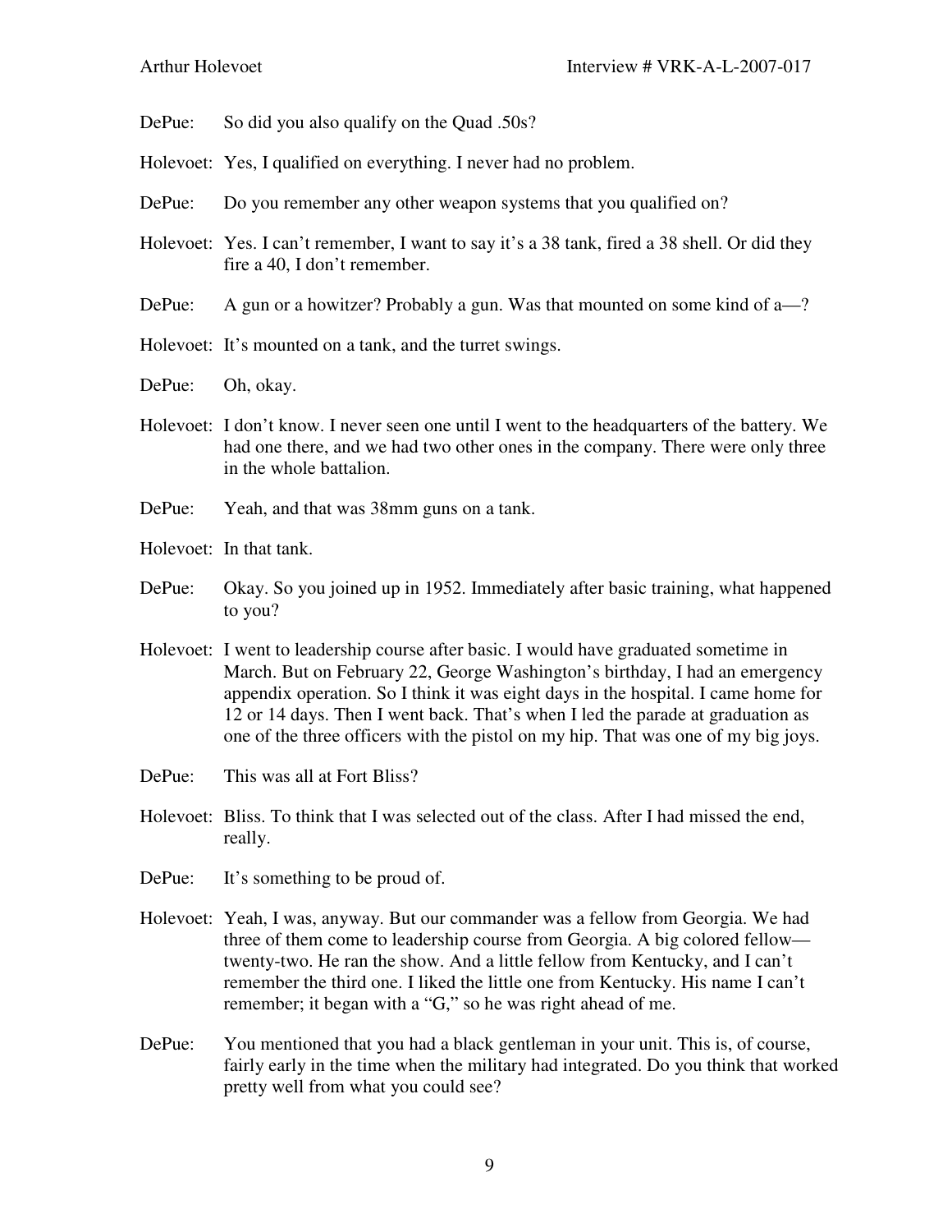DePue: So did you also qualify on the Quad .50s?

Holevoet: Yes, I qualified on everything. I never had no problem.

DePue: Do you remember any other weapon systems that you qualified on?

Holevoet: Yes. I can't remember, I want to say it's a 38 tank, fired a 38 shell. Or did they fire a 40, I don't remember.

DePue: A gun or a howitzer? Probably a gun. Was that mounted on some kind of a—?

Holevoet: It's mounted on a tank, and the turret swings.

DePue: Oh, okay.

Holevoet: I don't know. I never seen one until I went to the headquarters of the battery. We had one there, and we had two other ones in the company. There were only three in the whole battalion.

DePue: Yeah, and that was 38mm guns on a tank.

Holevoet: In that tank.

DePue: Okay. So you joined up in 1952. Immediately after basic training, what happened to you?

Holevoet: I went to leadership course after basic. I would have graduated sometime in March. But on February 22, George Washington's birthday, I had an emergency appendix operation. So I think it was eight days in the hospital. I came home for 12 or 14 days. Then I went back. That's when I led the parade at graduation as one of the three officers with the pistol on my hip. That was one of my big joys.

DePue: This was all at Fort Bliss?

Holevoet: Bliss. To think that I was selected out of the class. After I had missed the end, really.

DePue: It's something to be proud of.

Holevoet: Yeah, I was, anyway. But our commander was a fellow from Georgia. We had three of them come to leadership course from Georgia. A big colored fellow—twenty-two. He ran the show. And a little fellow from Kentucky, and I can't remember the third one. I liked the little one from Kentucky. His name I can't remember; it began with a "G," so he was right ahead of me.

DePue: You mentioned that you had a black gentleman in your unit. This is, of course, fairly early in the time when the military had integrated. Do you think that worked pretty well from what you could see?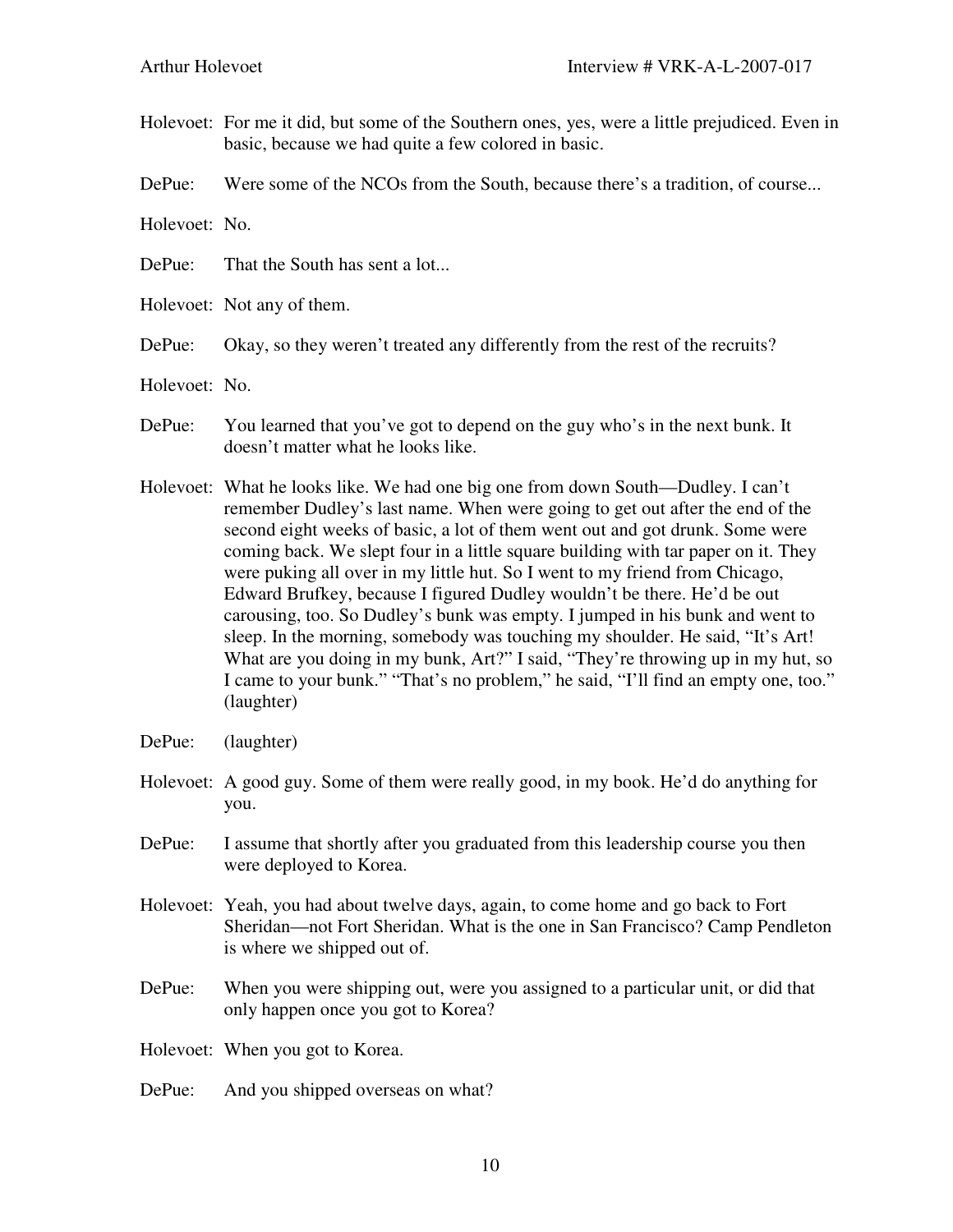Holevoet: For me it did, but some of the Southern ones, yes, were a little prejudiced. Even in basic, because we had quite a few colored in basic.

DePue: Were some of the NCOs from the South, because there's a tradition, of course...

Holevoet: No.

DePue: That the South has sent a lot...

Holevoet: Not any of them.

DePue: Okay, so they weren't treated any differently from the rest of the recruits?

Holevoet: No.

DePue: You learned that you've got to depend on the guy who's in the next bunk. It doesn't matter what he looks like.

Holevoet: What he looks like. We had one big one from down South—Dudley. I can't remember Dudley's last name. When were going to get out after the end of the second eight weeks of basic, a lot of them went out and got drunk. Some were coming back. We slept four in a little square building with tar paper on it. They were puking all over in my little hut. So I went to my friend from Chicago, Edward Brufkey, because I figured Dudley wouldn't be there. He'd be out carousing, too. So Dudley's bunk was empty. I jumped in his bunk and went to sleep. In the morning, somebody was touching my shoulder. He said, "It's Art! What are you doing in my bunk, Art?" I said, "They're throwing up in my hut, so I came to your bunk." "That's no problem," he said, "I'll find an empty one, too." (laughter)

DePue: (laughter)

Holevoet: A good guy. Some of them were really good, in my book. He'd do anything for you.

DePue: I assume that shortly after you graduated from this leadership course you then were deployed to Korea.

Holevoet: Yeah, you had about twelve days, again, to come home and go back to Fort Sheridan—not Fort Sheridan. What is the one in San Francisco? Camp Pendleton is where we shipped out of.

DePue: When you were shipping out, were you assigned to a particular unit, or did that only happen once you got to Korea?

Holevoet: When you got to Korea.

DePue: And you shipped overseas on what?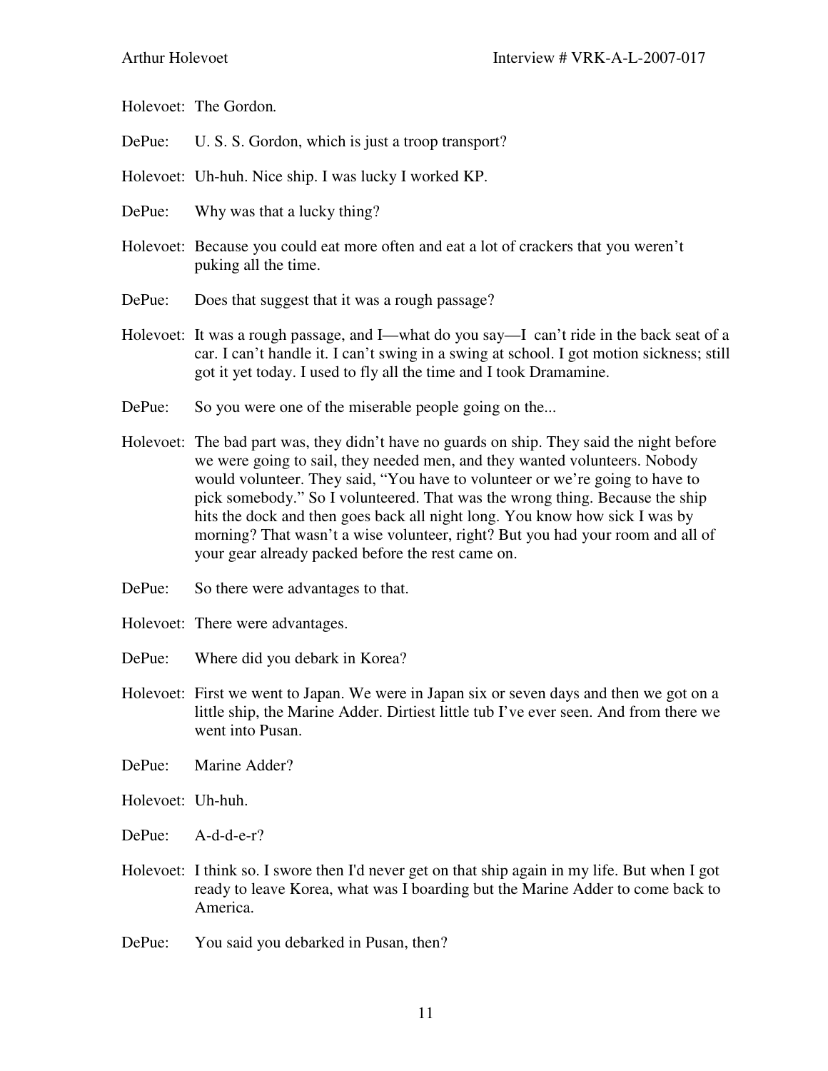Holevoet: The Gordon.

DePue: U. S. S. Gordon, which is just a troop transport?

Holevoet: Uh-huh. Nice ship. I was lucky I worked KP.

DePue: Why was that a lucky thing?

Holevoet: Because you could eat more often and eat a lot of crackers that you weren't puking all the time.

DePue: Does that suggest that it was a rough passage?

Holevoet: It was a rough passage, and I—what do you say—I can't ride in the back seat of a car. I can't handle it. I can't swing in a swing at school. I got motion sickness; still got it yet today. I used to fly all the time and I took Dramamine.

DePue: So you were one of the miserable people going on the...

Holevoet: The bad part was, they didn't have no guards on ship. They said the night before we were going to sail, they needed men, and they wanted volunteers. Nobody would volunteer. They said, "You have to volunteer or we're going to have to pick somebody." So I volunteered. That was the wrong thing. Because the ship hits the dock and then goes back all night long. You know how sick I was by morning? That wasn't a wise volunteer, right? But you had your room and all of your gear already packed before the rest came on.

DePue: So there were advantages to that.

Holevoet: There were advantages.

DePue: Where did you debark in Korea?

Holevoet: First we went to Japan. We were in Japan six or seven days and then we got on a little ship, the Marine Adder. Dirtiest little tub I've ever seen. And from there we went into Pusan.

DePue: Marine Adder?

Holevoet: Uh-huh.

DePue: A-d-d-e-r?

Holevoet: I think so. I swore then I'd never get on that ship again in my life. But when I got ready to leave Korea, what was I boarding but the Marine Adder to come back to America.

DePue: You said you debarked in Pusan, then?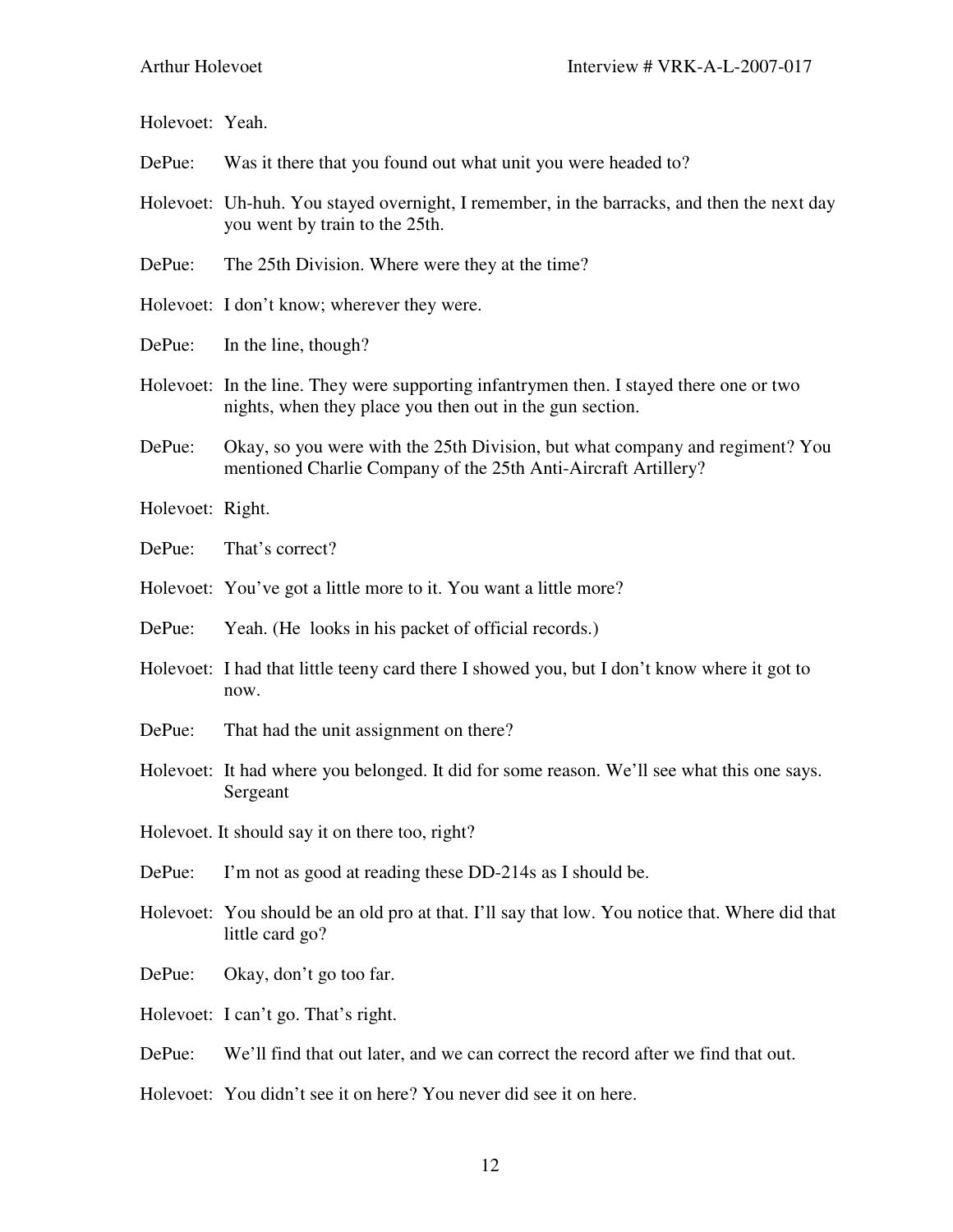Holevoet: Yeah.

DePue: Was it there that you found out what unit you were headed to?

Holevoet: Uh-huh. You stayed overnight, I remember, in the barracks, and then the next day you went by train to the 25th.

DePue: The 25th Division. Where were they at the time?

Holevoet: I don't know; wherever they were.

DePue: In the line, though?

Holevoet: In the line. They were supporting infantrymen then. I stayed there one or two nights, when they place you then out in the gun section.

DePue: Okay, so you were with the 25th Division, but what company and regiment? You mentioned Charlie Company of the 25th Anti-Aircraft Artillery?

Holevoet: Right.

DePue: That's correct?

Holevoet: You've got a little more to it. You want a little more?

DePue: Yeah. (He looks in his packet of official records.)

Holevoet: I had that little teeny card there I showed you, but I don't know where it got to now.

DePue: That had the unit assignment on there?

Holevoet: It had where you belonged. It did for some reason. We'll see what this one says. Sergeant

Holevoet. It should say it on there too, right?

DePue: I'm not as good at reading these DD-214s as I should be.

Holevoet: You should be an old pro at that. I'll say that low. You notice that. Where did that little card go?

DePue: Okay, don't go too far.

Holevoet: I can't go. That's right.

DePue: We'll find that out later, and we can correct the record after we find that out.

Holevoet: You didn't see it on here? You never did see it on here.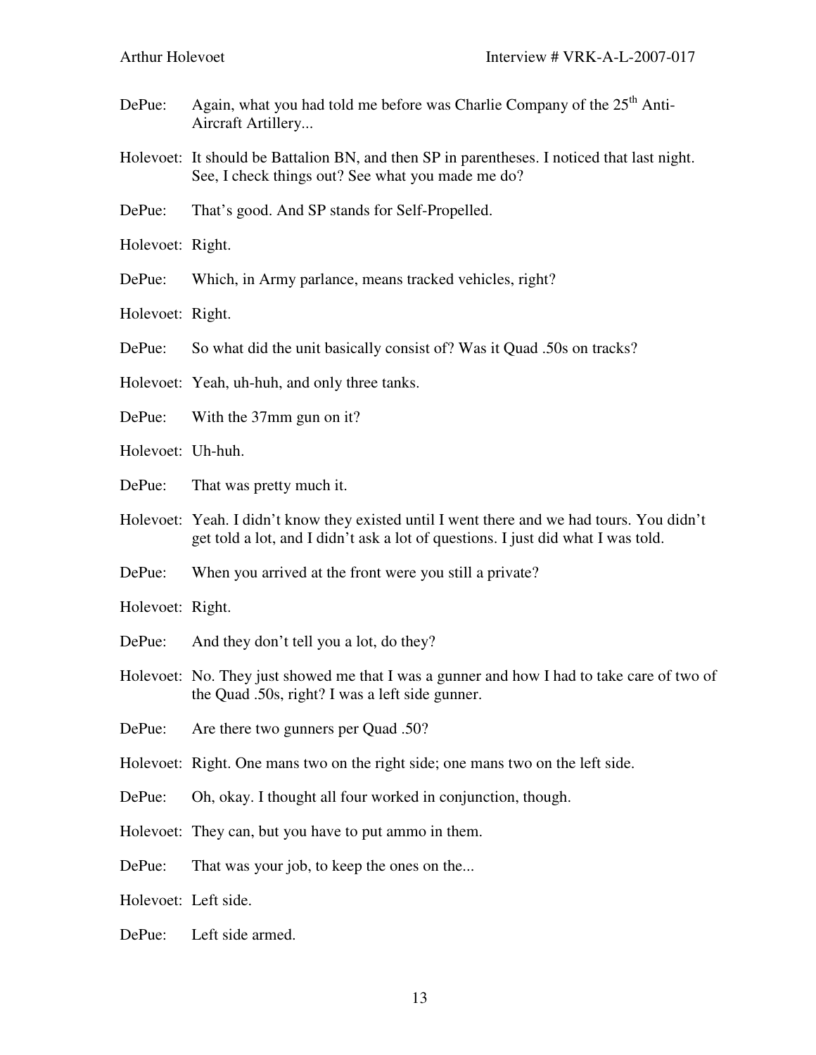DePue: Again, what you had told me before was Charlie Company of the 25th Anti-Aircraft Artillery...

Holevoet: It should be Battalion BN, and then SP in parentheses. I noticed that last night. See, I check things out? See what you made me do?

DePue: That's good. And SP stands for Self-Propelled.

Holevoet: Right.

DePue: Which, in Army parlance, means tracked vehicles, right?

Holevoet: Right.

DePue: So what did the unit basically consist of? Was it Quad .50s on tracks?

Holevoet: Yeah, uh-huh, and only three tanks.

DePue: With the 37mm gun on it?

Holevoet: Uh-huh.

DePue: That was pretty much it.

Holevoet: Yeah. I didn't know they existed until I went there and we had tours. You didn't get told a lot, and I didn't ask a lot of questions. I just did what I was told.

DePue: When you arrived at the front were you still a private?

Holevoet: Right.

DePue: And they don't tell you a lot, do they?

Holevoet: No. They just showed me that I was a gunner and how I had to take care of two of the Quad .50s, right? I was a left side gunner.

DePue: Are there two gunners per Quad .50?

Holevoet: Right. One mans two on the right side; one mans two on the left side.

DePue: Oh, okay. I thought all four worked in conjunction, though.

Holevoet: They can, but you have to put ammo in them.

DePue: That was your job, to keep the ones on the...

Holevoet: Left side.

DePue: Left side armed.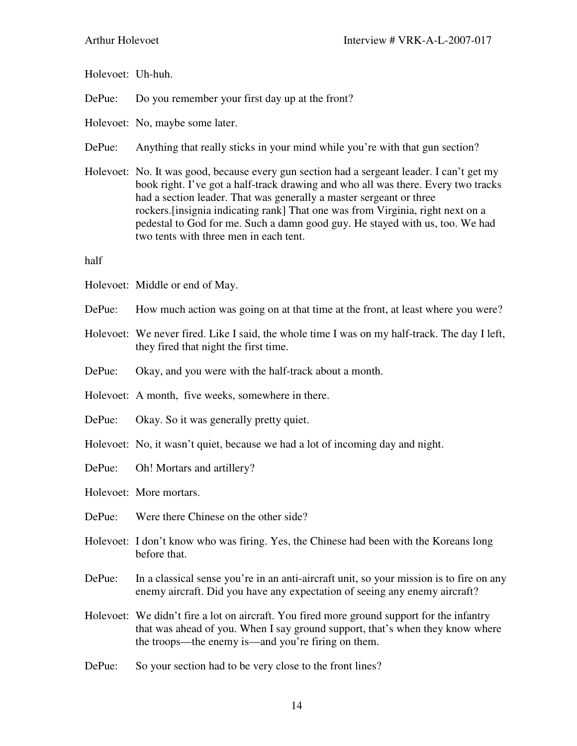Holevoet: Uh-huh.

DePue: Do you remember your first day up at the front?

Holevoet: No, maybe some later.

DePue: Anything that really sticks in your mind while you're with that gun section?

Holevoet: No. It was good, because every gun section had a sergeant leader. I can't get my book right. I've got a half-track drawing and who all was there. Every two tracks had a section leader. That was generally a master sergeant or three rockers.[insignia indicating rank] That one was from Virginia, right next on a pedestal to God for me. Such a damn good guy. He stayed with us, too. We had two tents with three men in each tent.

half

Holevoet: Middle or end of May.

DePue: How much action was going on at that time at the front, at least where you were?

Holevoet: We never fired. Like I said, the whole time I was on my half-track. The day I left, they fired that night the first time.

DePue: Okay, and you were with the half-track about a month.

Holevoet: A month, five weeks, somewhere in there.

DePue: Okay. So it was generally pretty quiet.

Holevoet: No, it wasn't quiet, because we had a lot of incoming day and night.

DePue: Oh! Mortars and artillery?

Holevoet: More mortars.

DePue: Were there Chinese on the other side?

Holevoet: I don't know who was firing. Yes, the Chinese had been with the Koreans long before that.

DePue: In a classical sense you're in an anti-aircraft unit, so your mission is to fire on any enemy aircraft. Did you have any expectation of seeing any enemy aircraft?

Holevoet: We didn't fire a lot on aircraft. You fired more ground support for the infantry that was ahead of you. When I say ground support, that's when they know where the troops—the enemy is—and you're firing on them.

DePue: So your section had to be very close to the front lines?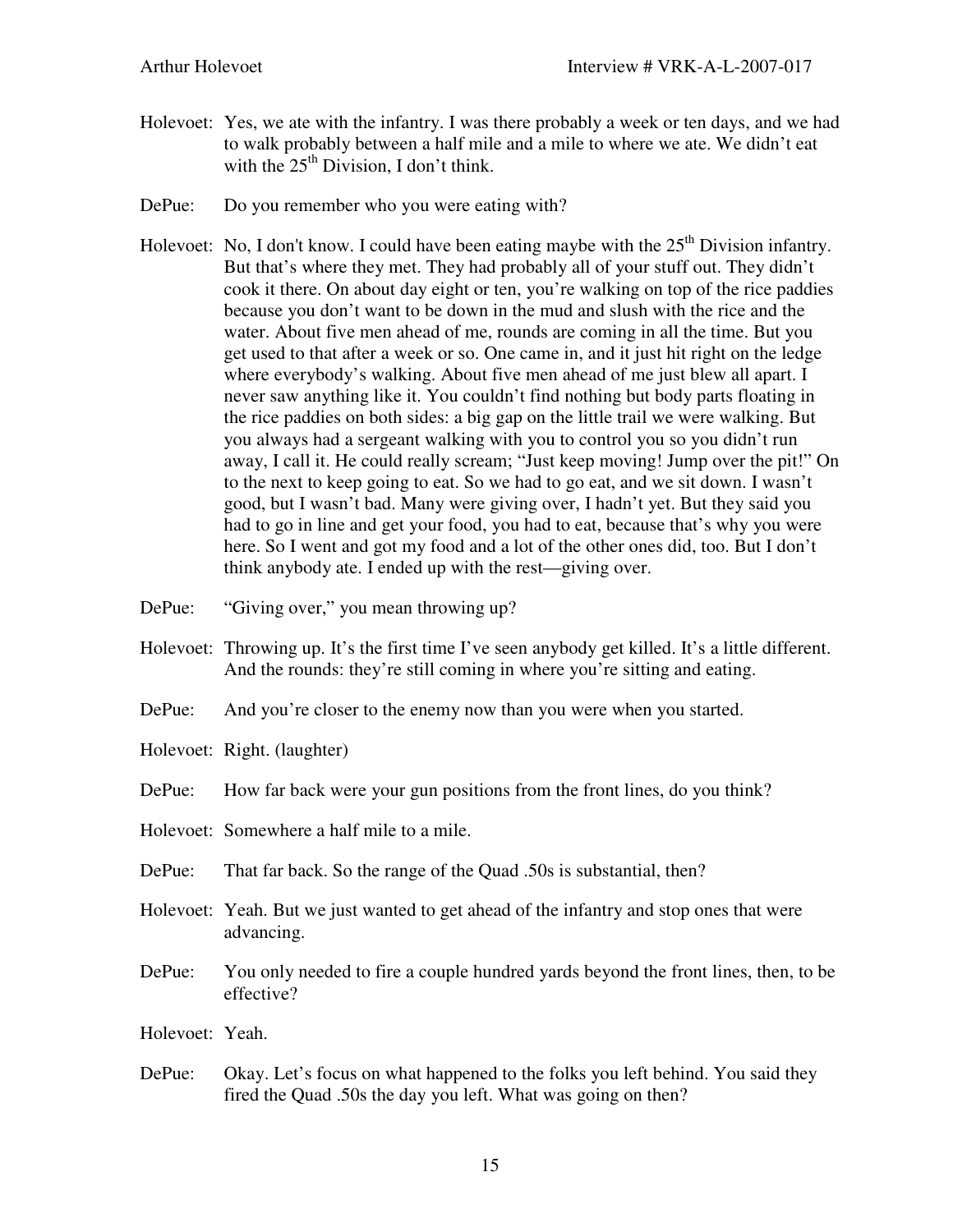Holevoet: Yes, we ate with the infantry. I was there probably a week or ten days, and we had to walk probably between a half mile and a mile to where we ate. We didn't eat with the 25th Division, I don't think.

DePue: Do you remember who you were eating with?

Holevoet: No, I don't know. I could have been eating maybe with the 25th Division infantry. But that's where they met. They had probably all of your stuff out. They didn't cook it there. On about day eight or ten, you're walking on top of the rice paddies because you don't want to be down in the mud and slush with the rice and the water. About five men ahead of me, rounds are coming in all the time. But you get used to that after a week or so. One came in, and it just hit right on the ledge where everybody's walking. About five men ahead of me just blew all apart. I never saw anything like it. You couldn't find nothing but body parts floating in the rice paddies on both sides: a big gap on the little trail we were walking. But you always had a sergeant walking with you to control you so you didn't run away, I call it. He could really scream; "Just keep moving! Jump over the pit!" On to the next to keep going to eat. So we had to go eat, and we sit down. I wasn't good, but I wasn't bad. Many were giving over, I hadn't yet. But they said you had to go in line and get your food, you had to eat, because that's why you were here. So I went and got my food and a lot of the other ones did, too. But I don't think anybody ate. I ended up with the rest—giving over.

DePue: "Giving over," you mean throwing up?

Holevoet: Throwing up. It's the first time I've seen anybody get killed. It's a little different. And the rounds: they're still coming in where you're sitting and eating.

DePue: And you're closer to the enemy now than you were when you started.

Holevoet: Right. (laughter)

DePue: How far back were your gun positions from the front lines, do you think?

Holevoet: Somewhere a half mile to a mile.

DePue: That far back. So the range of the Quad .50s is substantial, then?

Holevoet: Yeah. But we just wanted to get ahead of the infantry and stop ones that were advancing.

DePue: You only needed to fire a couple hundred yards beyond the front lines, then, to be effective?

Holevoet: Yeah.

DePue: Okay. Let's focus on what happened to the folks you left behind. You said they fired the Quad .50s the day you left. What was going on then?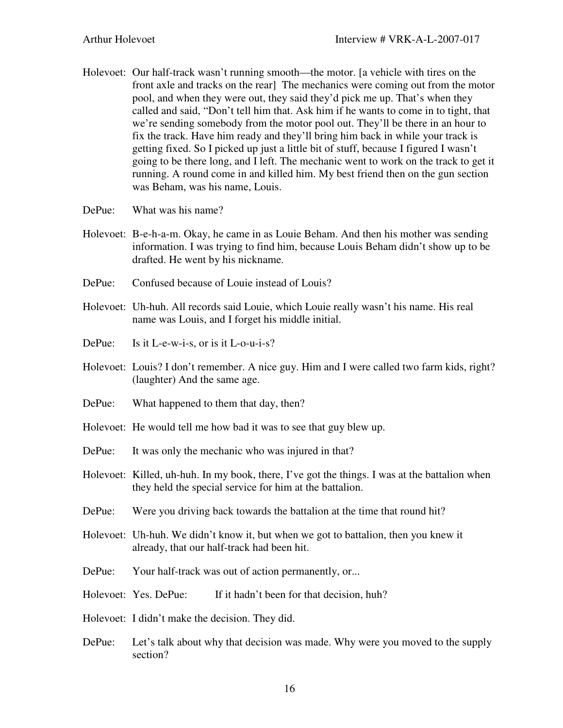Holevoet: Our half-track wasn't running smooth—the motor. [a vehicle with tires on the front axle and tracks on the rear] The mechanics were coming out from the motor pool, and when they were out, they said they'd pick me up. That's when they called and said, "Don't tell him that. Ask him if he wants to come in to tight, that we're sending somebody from the motor pool out. They'll be there in an hour to fix the track. Have him ready and they'll bring him back in while your track is getting fixed. So I picked up just a little bit of stuff, because I figured I wasn't going to be there long, and I left. The mechanic went to work on the track to get it running. A round come in and killed him. My best friend then on the gun section was Beham, was his name, Louis.

DePue: What was his name?

Holevoet: B-e-h-a-m. Okay, he came in as Louie Beham. And then his mother was sending information. I was trying to find him, because Louis Beham didn't show up to be drafted. He went by his nickname.

DePue: Confused because of Louie instead of Louis?

Holevoet: Uh-huh. All records said Louie, which Louie really wasn't his name. His real name was Louis, and I forget his middle initial.

DePue: Is it L-e-w-i-s, or is it L-o-u-i-s?

Holevoet: Louis? I don't remember. A nice guy. Him and I were called two farm kids, right? (laughter) And the same age.

DePue: What happened to them that day, then?

Holevoet: He would tell me how bad it was to see that guy blew up.

DePue: It was only the mechanic who was injured in that?

Holevoet: Killed, uh-huh. In my book, there, I've got the things. I was at the battalion when they held the special service for him at the battalion.

DePue: Were you driving back towards the battalion at the time that round hit?

Holevoet: Uh-huh. We didn't know it, but when we got to battalion, then you knew it already, that our half-track had been hit.

DePue: Your half-track was out of action permanently, or...

Holevoet: Yes. DePue: If it hadn't been for that decision, huh?

Holevoet: I didn't make the decision. They did.

DePue: Let's talk about why that decision was made. Why were you moved to the supply section?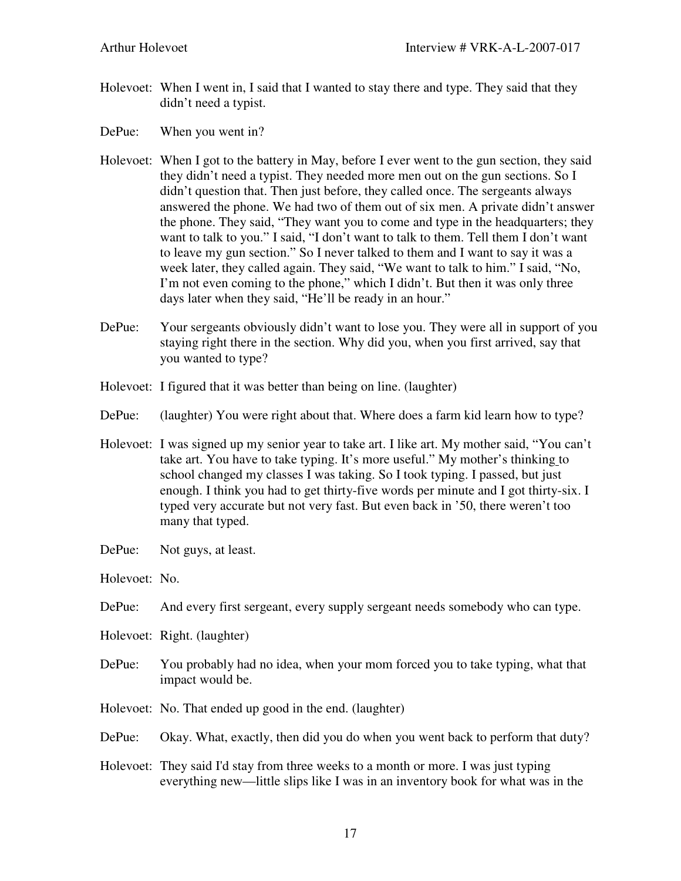Holevoet: When I went in, I said that I wanted to stay there and type. They said that they didn't need a typist.

DePue: When you went in?

Holevoet: When I got to the battery in May, before I ever went to the gun section, they said they didn't need a typist. They needed more men out on the gun sections. So I didn't question that. Then just before, they called once. The sergeants always answered the phone. We had two of them out of six men. A private didn't answer the phone. They said, "They want you to come and type in the headquarters; they want to talk to you." I said, "I don't want to talk to them. Tell them I don't want to leave my gun section." So I never talked to them and I want to say it was a week later, they called again. They said, "We want to talk to him." I said, "No, I'm not even coming to the phone," which I didn't. But then it was only three days later when they said, "He'll be ready in an hour."

DePue: Your sergeants obviously didn't want to lose you. They were all in support of you staying right there in the section. Why did you, when you first arrived, say that you wanted to type?

Holevoet: I figured that it was better than being on line. (laughter)

DePue: (laughter) You were right about that. Where does a farm kid learn how to type?

Holevoet: I was signed up my senior year to take art. I like art. My mother said, "You can't take art. You have to take typing. It's more useful." My mother's thinking to school changed my classes I was taking. So I took typing. I passed, but just enough. I think you had to get thirty-five words per minute and I got thirty-six. I typed very accurate but not very fast. But even back in '50, there weren't too many that typed.

DePue: Not guys, at least.

Holevoet: No.

DePue: And every first sergeant, every supply sergeant needs somebody who can type.

Holevoet: Right. (laughter)

DePue: You probably had no idea, when your mom forced you to take typing, what that impact would be.

Holevoet: No. That ended up good in the end. (laughter)

DePue: Okay. What, exactly, then did you do when you went back to perform that duty?

Holevoet: They said I'd stay from three weeks to a month or more. I was just typing everything new—little slips like I was in an inventory book for what was in the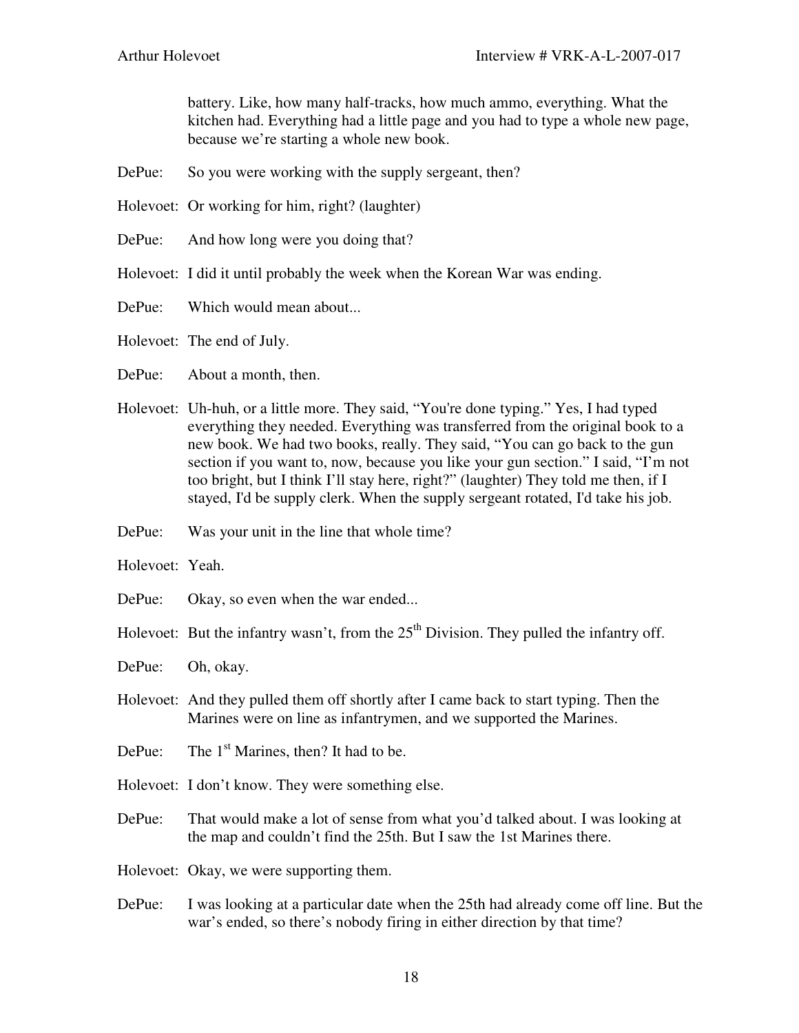battery. Like, how many half-tracks, how much ammo, everything. What the kitchen had. Everything had a little page and you had to type a whole new page, because we're starting a whole new book.

DePue: So you were working with the supply sergeant, then?

Holevoet: Or working for him, right? (laughter)

DePue: And how long were you doing that?

Holevoet: I did it until probably the week when the Korean War was ending.

DePue: Which would mean about...

Holevoet: The end of July.

DePue: About a month, then.

Holevoet: Uh-huh, or a little more. They said, "You're done typing." Yes, I had typed everything they needed. Everything was transferred from the original book to a new book. We had two books, really. They said, "You can go back to the gun section if you want to, now, because you like your gun section." I said, "I'm not too bright, but I think I'll stay here, right?" (laughter) They told me then, if I stayed, I'd be supply clerk. When the supply sergeant rotated, I'd take his job.

DePue: Was your unit in the line that whole time?

Holevoet: Yeah.

DePue: Okay, so even when the war ended...

Holevoet: But the infantry wasn't, from the 25th Division. They pulled the infantry off.

DePue: Oh, okay.

Holevoet: And they pulled them off shortly after I came back to start typing. Then the Marines were on line as infantrymen, and we supported the Marines.

DePue: The 1st Marines, then? It had to be.

Holevoet: I don't know. They were something else.

DePue: That would make a lot of sense from what you'd talked about. I was looking at the map and couldn't find the 25th. But I saw the 1st Marines there.

Holevoet: Okay, we were supporting them.

DePue: I was looking at a particular date when the 25th had already come off line. But the war's ended, so there's nobody firing in either direction by that time?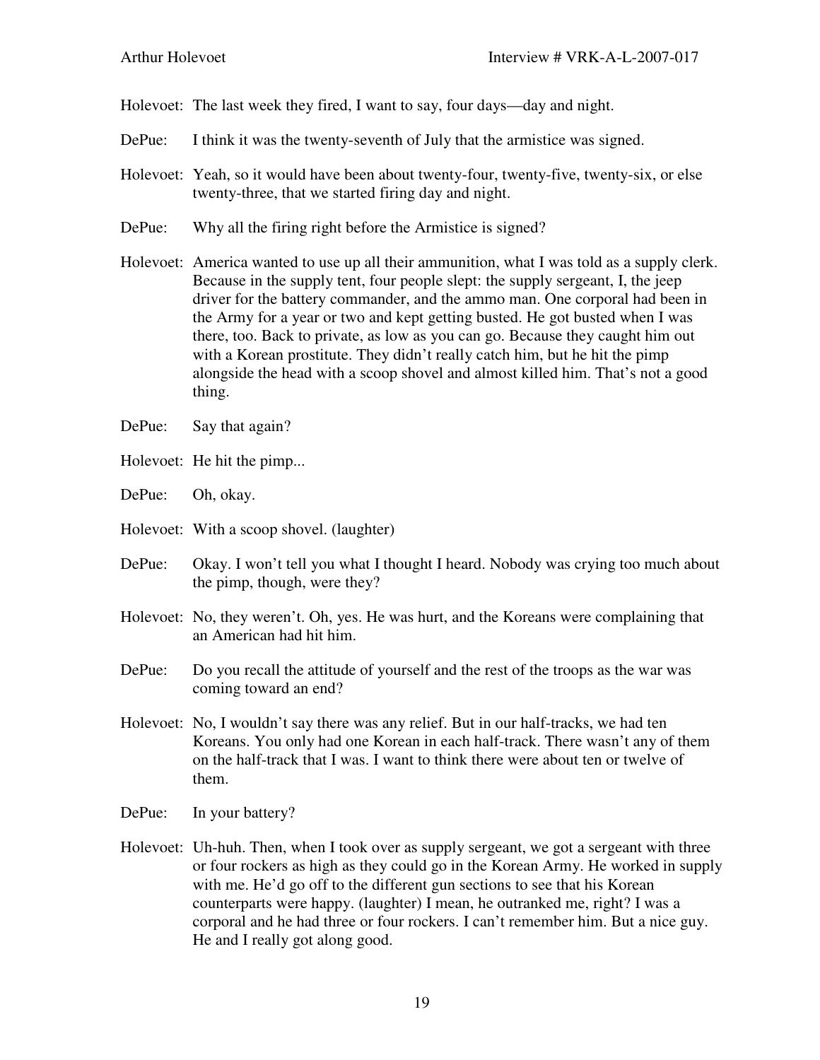Holevoet: The last week they fired, I want to say, four days—day and night.

DePue: I think it was the twenty-seventh of July that the armistice was signed.

Holevoet: Yeah, so it would have been about twenty-four, twenty-five, twenty-six, or else twenty-three, that we started firing day and night.

DePue: Why all the firing right before the Armistice is signed?

Holevoet: America wanted to use up all their ammunition, what I was told as a supply clerk. Because in the supply tent, four people slept: the supply sergeant, I, the jeep driver for the battery commander, and the ammo man. One corporal had been in the Army for a year or two and kept getting busted. He got busted when I was there, too. Back to private, as low as you can go. Because they caught him out with a Korean prostitute. They didn't really catch him, but he hit the pimp alongside the head with a scoop shovel and almost killed him. That's not a good thing.

DePue: Say that again?

Holevoet: He hit the pimp...

DePue: Oh, okay.

Holevoet: With a scoop shovel. (laughter)

DePue: Okay. I won't tell you what I thought I heard. Nobody was crying too much about the pimp, though, were they?

Holevoet: No, they weren't. Oh, yes. He was hurt, and the Koreans were complaining that an American had hit him.

DePue: Do you recall the attitude of yourself and the rest of the troops as the war was coming toward an end?

Holevoet: No, I wouldn't say there was any relief. But in our half-tracks, we had ten Koreans. You only had one Korean in each half-track. There wasn't any of them on the half-track that I was. I want to think there were about ten or twelve of them.

DePue: In your battery?

Holevoet: Uh-huh. Then, when I took over as supply sergeant, we got a sergeant with three or four rockers as high as they could go in the Korean Army. He worked in supply with me. He'd go off to the different gun sections to see that his Korean counterparts were happy. (laughter) I mean, he outranked me, right? I was a corporal and he had three or four rockers. I can't remember him. But a nice guy. He and I really got along good.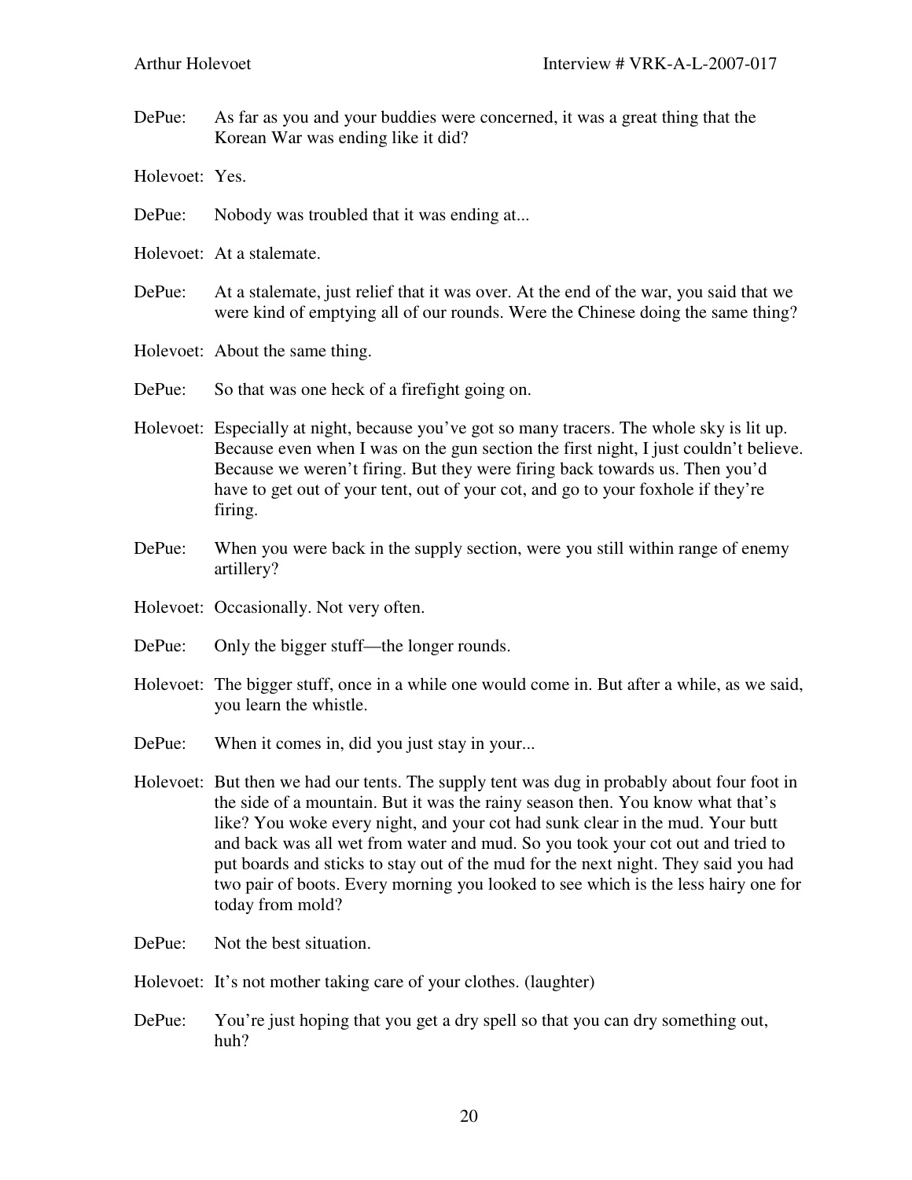DePue: As far as you and your buddies were concerned, it was a great thing that the Korean War was ending like it did?

Holevoet: Yes.

DePue: Nobody was troubled that it was ending at...

Holevoet: At a stalemate.

DePue: At a stalemate, just relief that it was over. At the end of the war, you said that we were kind of emptying all of our rounds. Were the Chinese doing the same thing?

Holevoet: About the same thing.

DePue: So that was one heck of a firefight going on.

Holevoet: Especially at night, because you've got so many tracers. The whole sky is lit up. Because even when I was on the gun section the first night, I just couldn't believe. Because we weren't firing. But they were firing back towards us. Then you'd have to get out of your tent, out of your cot, and go to your foxhole if they're firing.

DePue: When you were back in the supply section, were you still within range of enemy artillery?

Holevoet: Occasionally. Not very often.

DePue: Only the bigger stuff—the longer rounds.

Holevoet: The bigger stuff, once in a while one would come in. But after a while, as we said, you learn the whistle.

DePue: When it comes in, did you just stay in your...

Holevoet: But then we had our tents. The supply tent was dug in probably about four foot in the side of a mountain. But it was the rainy season then. You know what that's like? You woke every night, and your cot had sunk clear in the mud. Your butt and back was all wet from water and mud. So you took your cot out and tried to put boards and sticks to stay out of the mud for the next night. They said you had two pair of boots. Every morning you looked to see which is the less hairy one for today from mold?

DePue: Not the best situation.

Holevoet: It's not mother taking care of your clothes. (laughter)

DePue: You're just hoping that you get a dry spell so that you can dry something out, huh?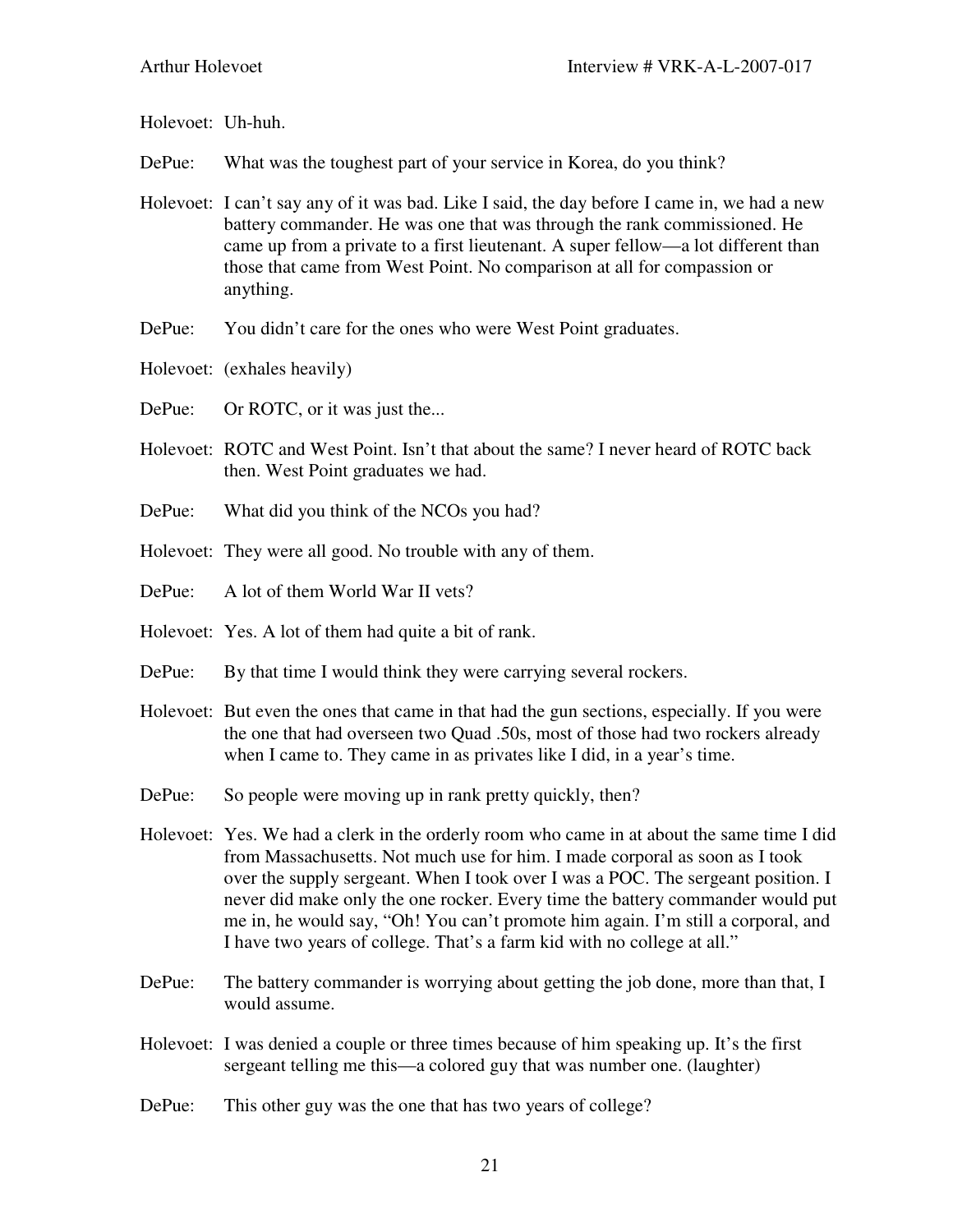Holevoet: Uh-huh.

DePue: What was the toughest part of your service in Korea, do you think?

Holevoet: I can't say any of it was bad. Like I said, the day before I came in, we had a new battery commander. He was one that was through the rank commissioned. He came up from a private to a first lieutenant. A super fellow—a lot different than those that came from West Point. No comparison at all for compassion or anything.

DePue: You didn't care for the ones who were West Point graduates.

Holevoet: (exhales heavily)

DePue: Or ROTC, or it was just the...

Holevoet: ROTC and West Point. Isn't that about the same? I never heard of ROTC back then. West Point graduates we had.

DePue: What did you think of the NCOs you had?

Holevoet: They were all good. No trouble with any of them.

DePue: A lot of them World War II vets?

Holevoet: Yes. A lot of them had quite a bit of rank.

DePue: By that time I would think they were carrying several rockers.

Holevoet: But even the ones that came in that had the gun sections, especially. If you were the one that had overseen two Quad .50s, most of those had two rockers already when I came to. They came in as privates like I did, in a year's time.

DePue: So people were moving up in rank pretty quickly, then?

Holevoet: Yes. We had a clerk in the orderly room who came in at about the same time I did from Massachusetts. Not much use for him. I made corporal as soon as I took over the supply sergeant. When I took over I was a POC. The sergeant position. I never did make only the one rocker. Every time the battery commander would put me in, he would say, "Oh! You can't promote him again. I'm still a corporal, and I have two years of college. That's a farm kid with no college at all."

DePue: The battery commander is worrying about getting the job done, more than that, I would assume.

Holevoet: I was denied a couple or three times because of him speaking up. It's the first sergeant telling me this—a colored guy that was number one. (laughter)

DePue: This other guy was the one that has two years of college?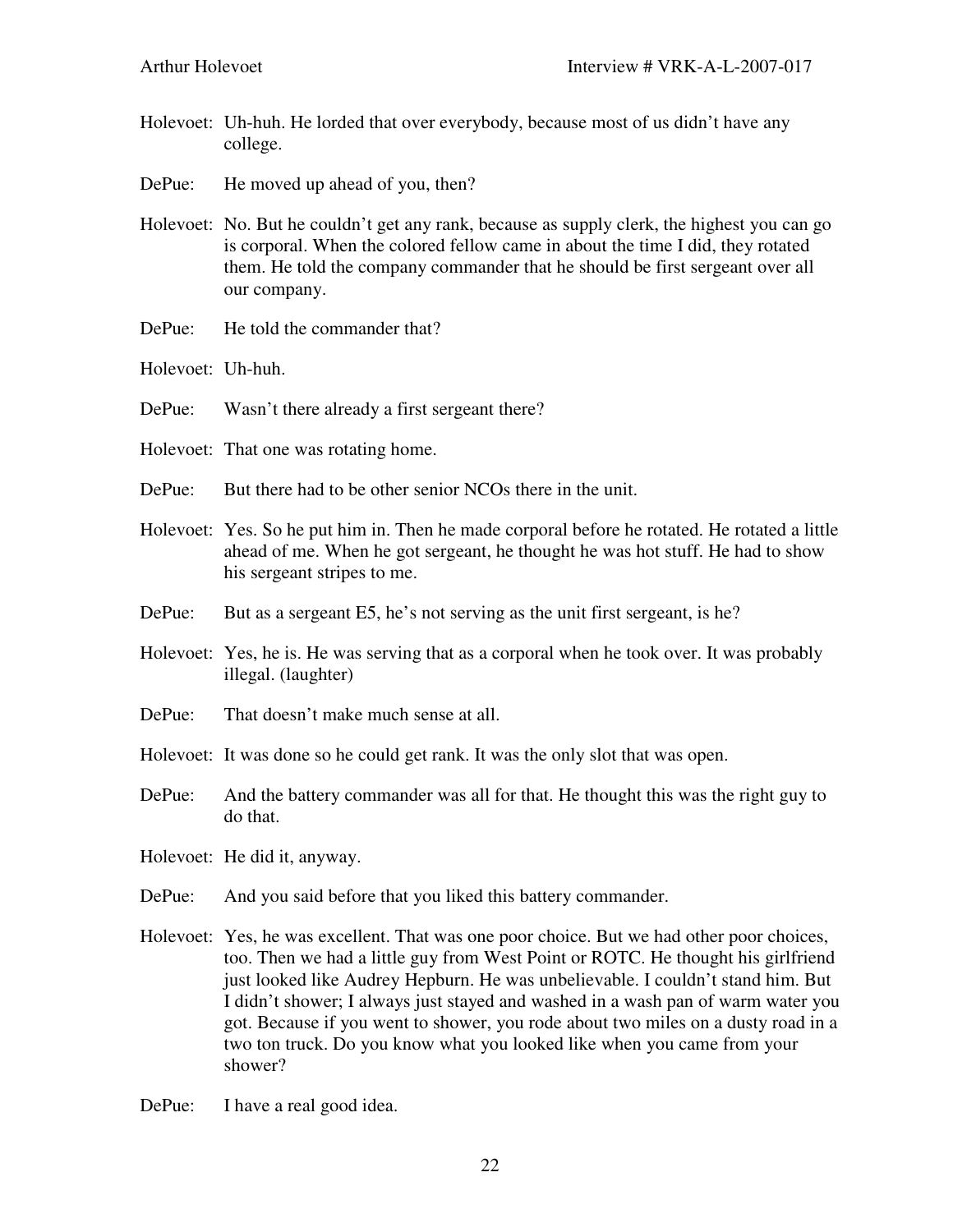Holevoet: Uh-huh. He lorded that over everybody, because most of us didn't have any college.

DePue: He moved up ahead of you, then?

Holevoet: No. But he couldn't get any rank, because as supply clerk, the highest you can go is corporal. When the colored fellow came in about the time I did, they rotated them. He told the company commander that he should be first sergeant over all our company.

DePue: He told the commander that?

Holevoet: Uh-huh.

DePue: Wasn't there already a first sergeant there?

Holevoet: That one was rotating home.

DePue: But there had to be other senior NCOs there in the unit.

Holevoet: Yes. So he put him in. Then he made corporal before he rotated. He rotated a little ahead of me. When he got sergeant, he thought he was hot stuff. He had to show his sergeant stripes to me.

DePue: But as a sergeant E5, he's not serving as the unit first sergeant, is he?

Holevoet: Yes, he is. He was serving that as a corporal when he took over. It was probably illegal. (laughter)

DePue: That doesn't make much sense at all.

Holevoet: It was done so he could get rank. It was the only slot that was open.

DePue: And the battery commander was all for that. He thought this was the right guy to do that.

Holevoet: He did it, anyway.

DePue: And you said before that you liked this battery commander.

Holevoet: Yes, he was excellent. That was one poor choice. But we had other poor choices, too. Then we had a little guy from West Point or ROTC. He thought his girlfriend just looked like Audrey Hepburn. He was unbelievable. I couldn't stand him. But I didn't shower; I always just stayed and washed in a wash pan of warm water you got. Because if you went to shower, you rode about two miles on a dusty road in a two ton truck. Do you know what you looked like when you came from your shower?

DePue: I have a real good idea.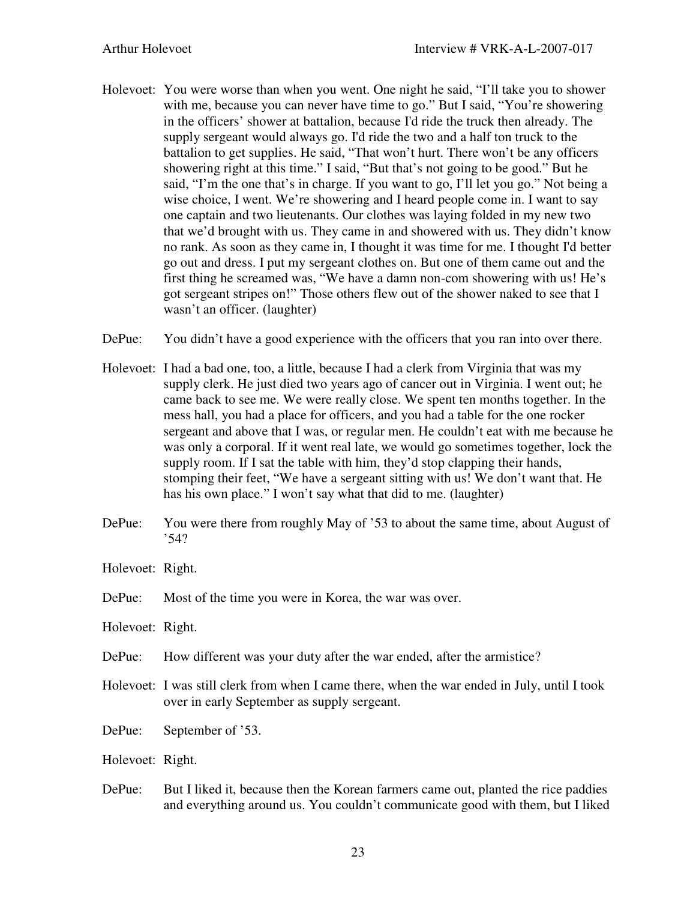Holevoet: You were worse than when you went. One night he said, "I'll take you to shower with me, because you can never have time to go." But I said, "You're showering in the officers' shower at battalion, because I'd ride the truck then already. The supply sergeant would always go. I'd ride the two and a half ton truck to the battalion to get supplies. He said, "That won't hurt. There won't be any officers showering right at this time." I said, "But that's not going to be good." But he said, "I'm the one that's in charge. If you want to go, I'll let you go." Not being a wise choice, I went. We're showering and I heard people come in. I want to say one captain and two lieutenants. Our clothes was laying folded in my new two that we'd brought with us. They came in and showered with us. They didn't know no rank. As soon as they came in, I thought it was time for me. I thought I'd better go out and dress. I put my sergeant clothes on. But one of them came out and the first thing he screamed was, "We have a damn non-com showering with us! He's got sergeant stripes on!" Those others flew out of the shower naked to see that I wasn't an officer. (laughter)

DePue: You didn't have a good experience with the officers that you ran into over there.

Holevoet: I had a bad one, too, a little, because I had a clerk from Virginia that was my supply clerk. He just died two years ago of cancer out in Virginia. I went out; he came back to see me. We were really close. We spent ten months together. In the mess hall, you had a place for officers, and you had a table for the one rocker sergeant and above that I was, or regular men. He couldn't eat with me because he was only a corporal. If it went real late, we would go sometimes together, lock the supply room. If I sat the table with him, they'd stop clapping their hands, stomping their feet, "We have a sergeant sitting with us! We don't want that. He has his own place." I won't say what that did to me. (laughter)

DePue: You were there from roughly May of '53 to about the same time, about August of '54?

Holevoet: Right.

DePue: Most of the time you were in Korea, the war was over.

Holevoet: Right.

DePue: How different was your duty after the war ended, after the armistice?

Holevoet: I was still clerk from when I came there, when the war ended in July, until I took over in early September as supply sergeant.

DePue: September of '53.

Holevoet: Right.

DePue: But I liked it, because then the Korean farmers came out, planted the rice paddies and everything around us. You couldn't communicate good with them, but I liked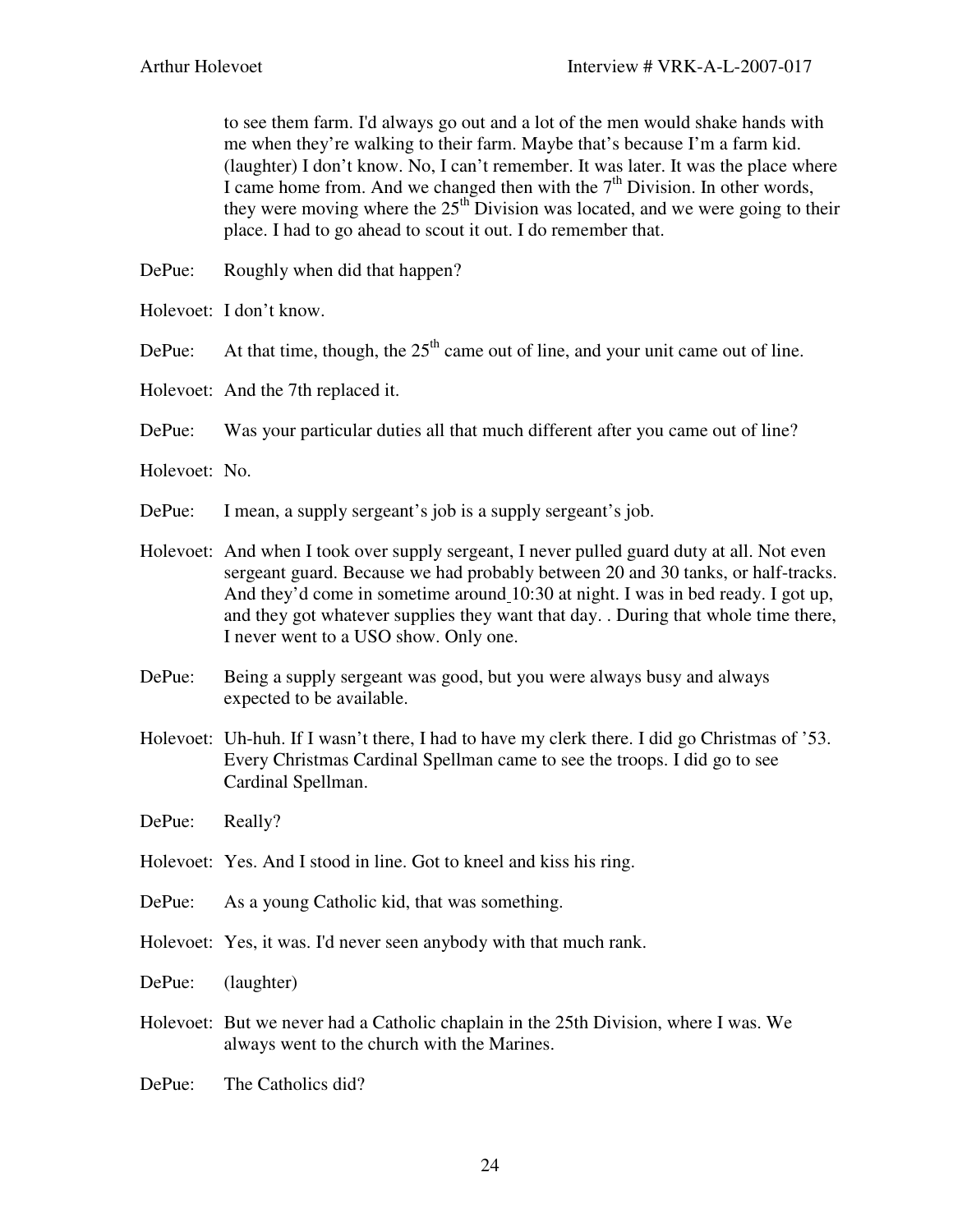to see them farm. I'd always go out and a lot of the men would shake hands with me when they're walking to their farm. Maybe that's because I'm a farm kid. (laughter) I don't know. No, I can't remember. It was later. It was the place where I came home from. And we changed then with the 7th Division. In other words, they were moving where the 25th Division was located, and we were going to their place. I had to go ahead to scout it out. I do remember that.

DePue: Roughly when did that happen?

Holevoet: I don't know.

DePue: At that time, though, the 25th came out of line, and your unit came out of line.

Holevoet: And the 7th replaced it.

DePue: Was your particular duties all that much different after you came out of line?

Holevoet: No.

DePue: I mean, a supply sergeant's job is a supply sergeant's job.

Holevoet: And when I took over supply sergeant, I never pulled guard duty at all. Not even sergeant guard. Because we had probably between 20 and 30 tanks, or half-tracks. And they'd come in sometime around 10:30 at night. I was in bed ready. I got up, and they got whatever supplies they want that day. . During that whole time there, I never went to a USO show. Only one.

DePue: Being a supply sergeant was good, but you were always busy and always expected to be available.

Holevoet: Uh-huh. If I wasn't there, I had to have my clerk there. I did go Christmas of '53. Every Christmas Cardinal Spellman came to see the troops. I did go to see Cardinal Spellman.

DePue: Really?

Holevoet: Yes. And I stood in line. Got to kneel and kiss his ring.

DePue: As a young Catholic kid, that was something.

Holevoet: Yes, it was. I'd never seen anybody with that much rank.

DePue: (laughter)

Holevoet: But we never had a Catholic chaplain in the 25th Division, where I was. We always went to the church with the Marines.

DePue: The Catholics did?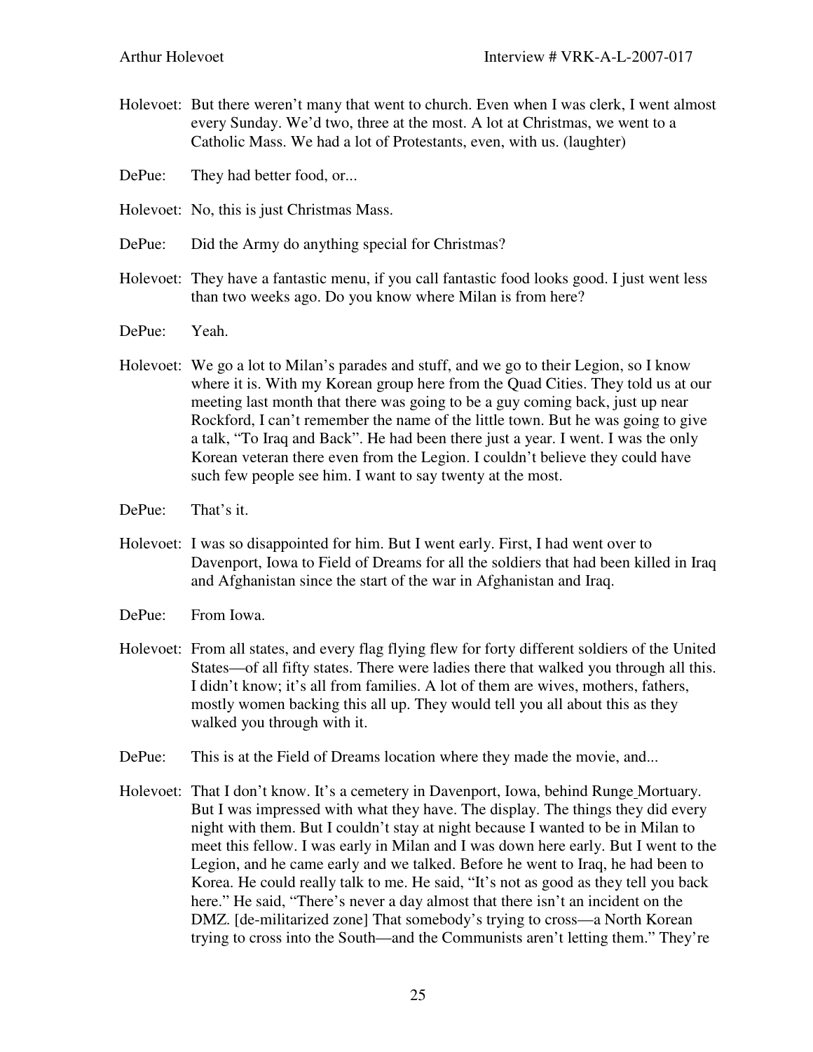Holevoet: But there weren't many that went to church. Even when I was clerk, I went almost every Sunday. We'd two, three at the most. A lot at Christmas, we went to a Catholic Mass. We had a lot of Protestants, even, with us. (laughter)

DePue: They had better food, or...

Holevoet: No, this is just Christmas Mass.

DePue: Did the Army do anything special for Christmas?

Holevoet: They have a fantastic menu, if you call fantastic food looks good. I just went less than two weeks ago. Do you know where Milan is from here?

DePue: Yeah.

Holevoet: We go a lot to Milan's parades and stuff, and we go to their Legion, so I know where it is. With my Korean group here from the Quad Cities. They told us at our meeting last month that there was going to be a guy coming back, just up near Rockford, I can't remember the name of the little town. But he was going to give a talk, "To Iraq and Back". He had been there just a year. I went. I was the only Korean veteran there even from the Legion. I couldn't believe they could have such few people see him. I want to say twenty at the most.

DePue: That's it.

Holevoet: I was so disappointed for him. But I went early. First, I had went over to Davenport, Iowa to Field of Dreams for all the soldiers that had been killed in Iraq and Afghanistan since the start of the war in Afghanistan and Iraq.

DePue: From Iowa.

Holevoet: From all states, and every flag flying flew for forty different soldiers of the United States—of all fifty states. There were ladies there that walked you through all this. I didn't know; it's all from families. A lot of them are wives, mothers, fathers, mostly women backing this all up. They would tell you all about this as they walked you through with it.

DePue: This is at the Field of Dreams location where they made the movie, and...

Holevoet: That I don't know. It's a cemetery in Davenport, Iowa, behind Runge Mortuary. But I was impressed with what they have. The display. The things they did every night with them. But I couldn't stay at night because I wanted to be in Milan to meet this fellow. I was early in Milan and I was down here early. But I went to the Legion, and he came early and we talked. Before he went to Iraq, he had been to Korea. He could really talk to me. He said, "It's not as good as they tell you back here." He said, "There's never a day almost that there isn't an incident on the DMZ. [de-militarized zone] That somebody's trying to cross—a North Korean trying to cross into the South—and the Communists aren't letting them." They're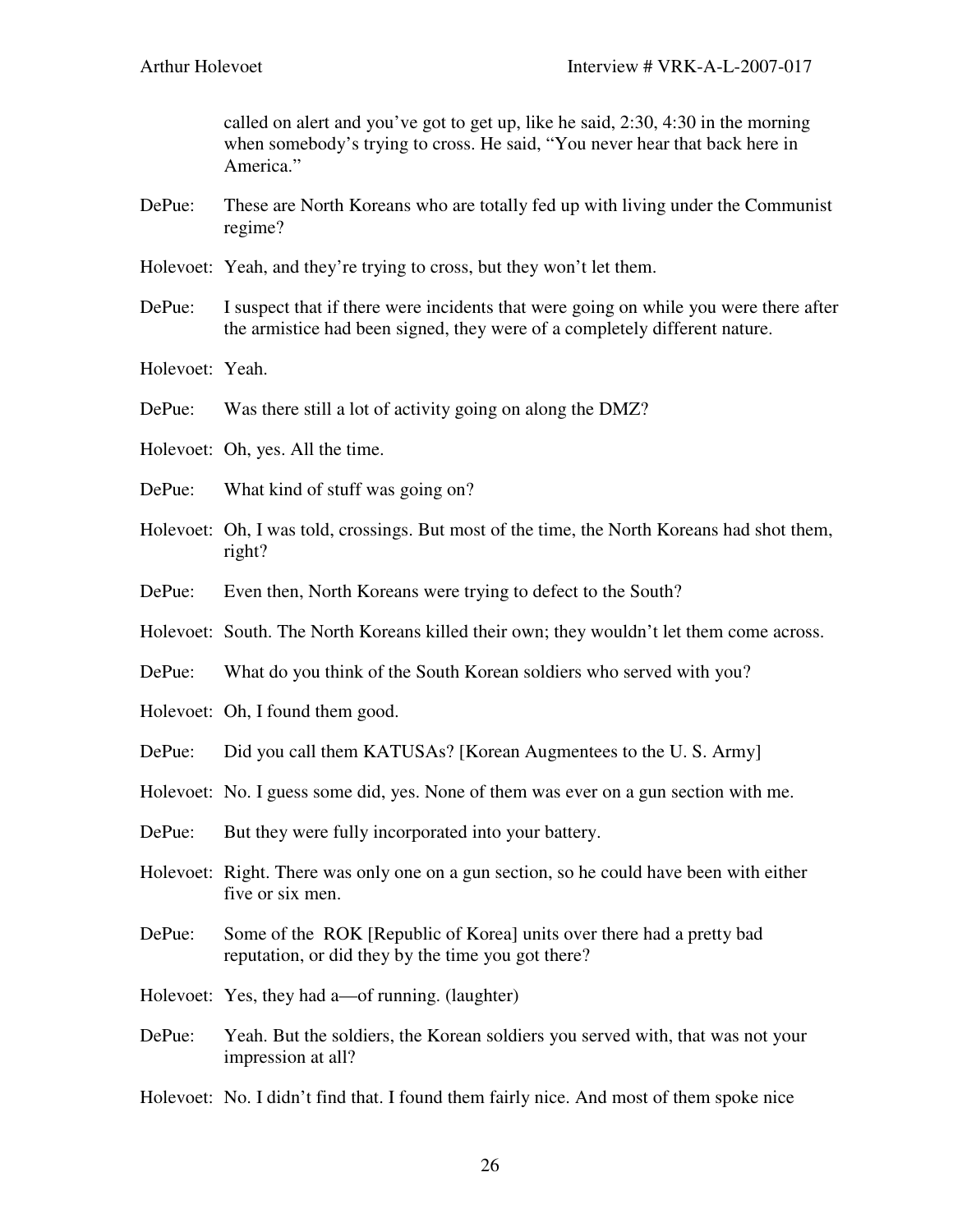called on alert and you've got to get up, like he said, 2:30, 4:30 in the morning when somebody's trying to cross. He said, "You never hear that back here in America."

DePue: These are North Koreans who are totally fed up with living under the Communist regime?

Holevoet: Yeah, and they're trying to cross, but they won't let them.

DePue: I suspect that if there were incidents that were going on while you were there after the armistice had been signed, they were of a completely different nature.

Holevoet: Yeah.

DePue: Was there still a lot of activity going on along the DMZ?

Holevoet: Oh, yes. All the time.

DePue: What kind of stuff was going on?

Holevoet: Oh, I was told, crossings. But most of the time, the North Koreans had shot them, right?

DePue: Even then, North Koreans were trying to defect to the South?

Holevoet: South. The North Koreans killed their own; they wouldn't let them come across.

DePue: What do you think of the South Korean soldiers who served with you?

Holevoet: Oh, I found them good.

DePue: Did you call them KATUSAs? [Korean Augmentees to the U. S. Army]

Holevoet: No. I guess some did, yes. None of them was ever on a gun section with me.

DePue: But they were fully incorporated into your battery.

Holevoet: Right. There was only one on a gun section, so he could have been with either five or six men.

DePue: Some of the ROK [Republic of Korea] units over there had a pretty bad reputation, or did they by the time you got there?

Holevoet: Yes, they had a—of running. (laughter)

DePue: Yeah. But the soldiers, the Korean soldiers you served with, that was not your impression at all?

Holevoet: No. I didn't find that. I found them fairly nice. And most of them spoke nice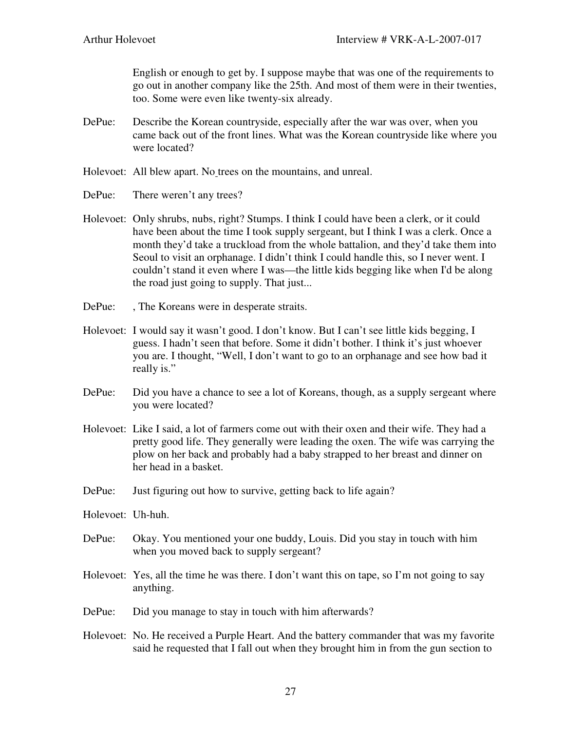English or enough to get by. I suppose maybe that was one of the requirements to go out in another company like the 25th. And most of them were in their twenties, too. Some were even like twenty-six already.

DePue: Describe the Korean countryside, especially after the war was over, when you came back out of the front lines. What was the Korean countryside like where you were located?

Holevoet: All blew apart. No trees on the mountains, and unreal.

DePue: There weren't any trees?

Holevoet: Only shrubs, nubs, right? Stumps. I think I could have been a clerk, or it could have been about the time I took supply sergeant, but I think I was a clerk. Once a month they'd take a truckload from the whole battalion, and they'd take them into Seoul to visit an orphanage. I didn't think I could handle this, so I never went. I couldn't stand it even where I was—the little kids begging like when I'd be along the road just going to supply. That just...

DePue: , The Koreans were in desperate straits.

Holevoet: I would say it wasn't good. I don't know. But I can't see little kids begging, I guess. I hadn't seen that before. Some it didn't bother. I think it's just whoever you are. I thought, "Well, I don't want to go to an orphanage and see how bad it really is."

DePue: Did you have a chance to see a lot of Koreans, though, as a supply sergeant where you were located?

Holevoet: Like I said, a lot of farmers come out with their oxen and their wife. They had a pretty good life. They generally were leading the oxen. The wife was carrying the plow on her back and probably had a baby strapped to her breast and dinner on her head in a basket.

DePue: Just figuring out how to survive, getting back to life again?

Holevoet: Uh-huh.

DePue: Okay. You mentioned your one buddy, Louis. Did you stay in touch with him when you moved back to supply sergeant?

Holevoet: Yes, all the time he was there. I don't want this on tape, so I'm not going to say anything.

DePue: Did you manage to stay in touch with him afterwards?

Holevoet: No. He received a Purple Heart. And the battery commander that was my favorite said he requested that I fall out when they brought him in from the gun section to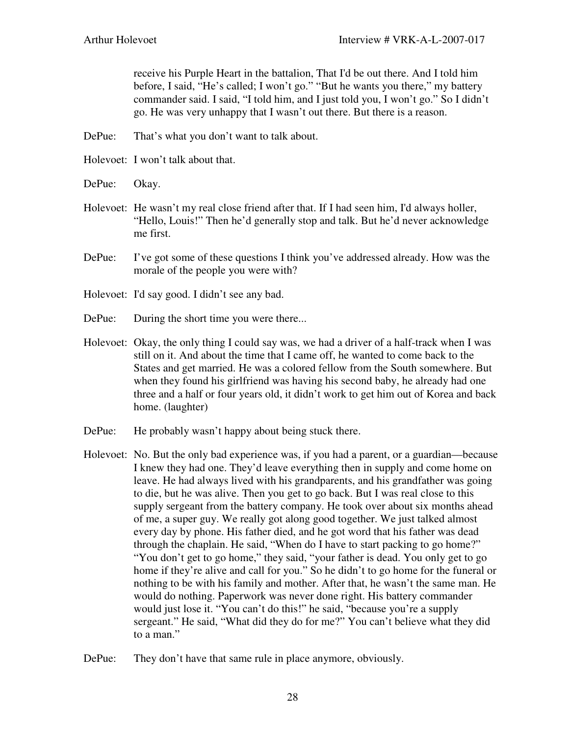receive his Purple Heart in the battalion, That I'd be out there. And I told him before, I said, "He's called; I won't go." "But he wants you there," my battery commander said. I said, "I told him, and I just told you, I won't go." So I didn't go. He was very unhappy that I wasn't out there. But there is a reason.

DePue: That's what you don't want to talk about.

Holevoet: I won't talk about that.

DePue: Okay.

Holevoet: He wasn't my real close friend after that. If I had seen him, I'd always holler, "Hello, Louis!" Then he'd generally stop and talk. But he'd never acknowledge me first.

DePue: I've got some of these questions I think you've addressed already. How was the morale of the people you were with?

Holevoet: I'd say good. I didn't see any bad.

DePue: During the short time you were there...

Holevoet: Okay, the only thing I could say was, we had a driver of a half-track when I was still on it. And about the time that I came off, he wanted to come back to the States and get married. He was a colored fellow from the South somewhere. But when they found his girlfriend was having his second baby, he already had one three and a half or four years old, it didn't work to get him out of Korea and back home. (laughter)

DePue: He probably wasn't happy about being stuck there.

Holevoet: No. But the only bad experience was, if you had a parent, or a guardian—because I knew they had one. They'd leave everything then in supply and come home on leave. He had always lived with his grandparents, and his grandfather was going to die, but he was alive. Then you get to go back. But I was real close to this supply sergeant from the battery company. He took over about six months ahead of me, a super guy. We really got along good together. We just talked almost every day by phone. His father died, and he got word that his father was dead through the chaplain. He said, "When do I have to start packing to go home?" "You don't get to go home," they said, "your father is dead. You only get to go home if they're alive and call for you." So he didn't to go home for the funeral or nothing to be with his family and mother. After that, he wasn't the same man. He would do nothing. Paperwork was never done right. His battery commander would just lose it. "You can't do this!" he said, "because you're a supply sergeant." He said, "What did they do for me?" You can't believe what they did to a man."

DePue: They don't have that same rule in place anymore, obviously.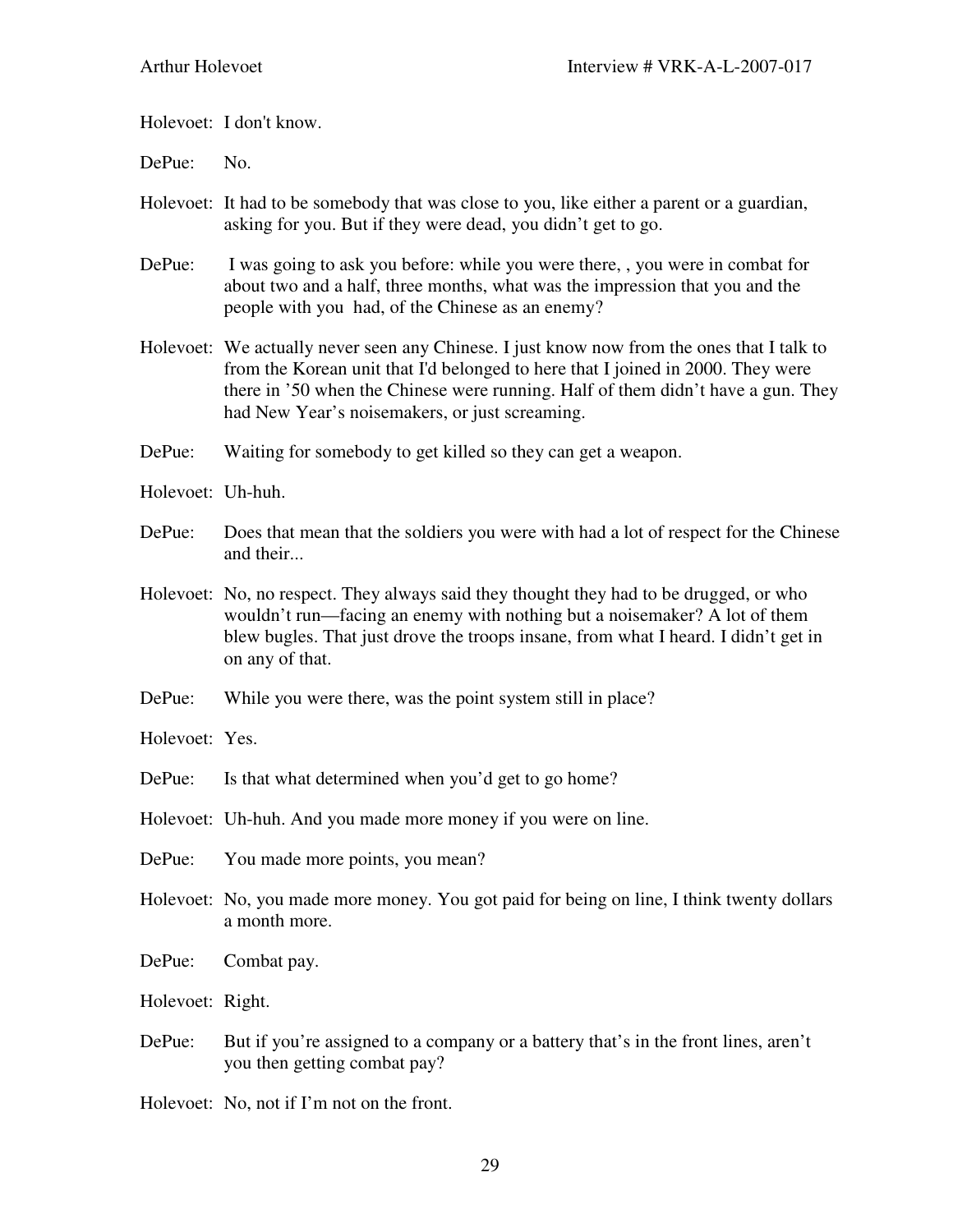Holevoet: I don't know.

DePue: No.

Holevoet: It had to be somebody that was close to you, like either a parent or a guardian, asking for you. But if they were dead, you didn't get to go.

DePue: I was going to ask you before: while you were there, , you were in combat for about two and a half, three months, what was the impression that you and the people with you had, of the Chinese as an enemy?

Holevoet: We actually never seen any Chinese. I just know now from the ones that I talk to from the Korean unit that I'd belonged to here that I joined in 2000. They were there in '50 when the Chinese were running. Half of them didn't have a gun. They had New Year's noisemakers, or just screaming.

DePue: Waiting for somebody to get killed so they can get a weapon.

Holevoet: Uh-huh.

DePue: Does that mean that the soldiers you were with had a lot of respect for the Chinese and their...

Holevoet: No, no respect. They always said they thought they had to be drugged, or who wouldn't run—facing an enemy with nothing but a noisemaker? A lot of them blew bugles. That just drove the troops insane, from what I heard. I didn't get in on any of that.

DePue: While you were there, was the point system still in place?

Holevoet: Yes.

DePue: Is that what determined when you'd get to go home?

Holevoet: Uh-huh. And you made more money if you were on line.

DePue: You made more points, you mean?

Holevoet: No, you made more money. You got paid for being on line, I think twenty dollars a month more.

DePue: Combat pay.

Holevoet: Right.

DePue: But if you're assigned to a company or a battery that's in the front lines, aren't you then getting combat pay?

Holevoet: No, not if I'm not on the front.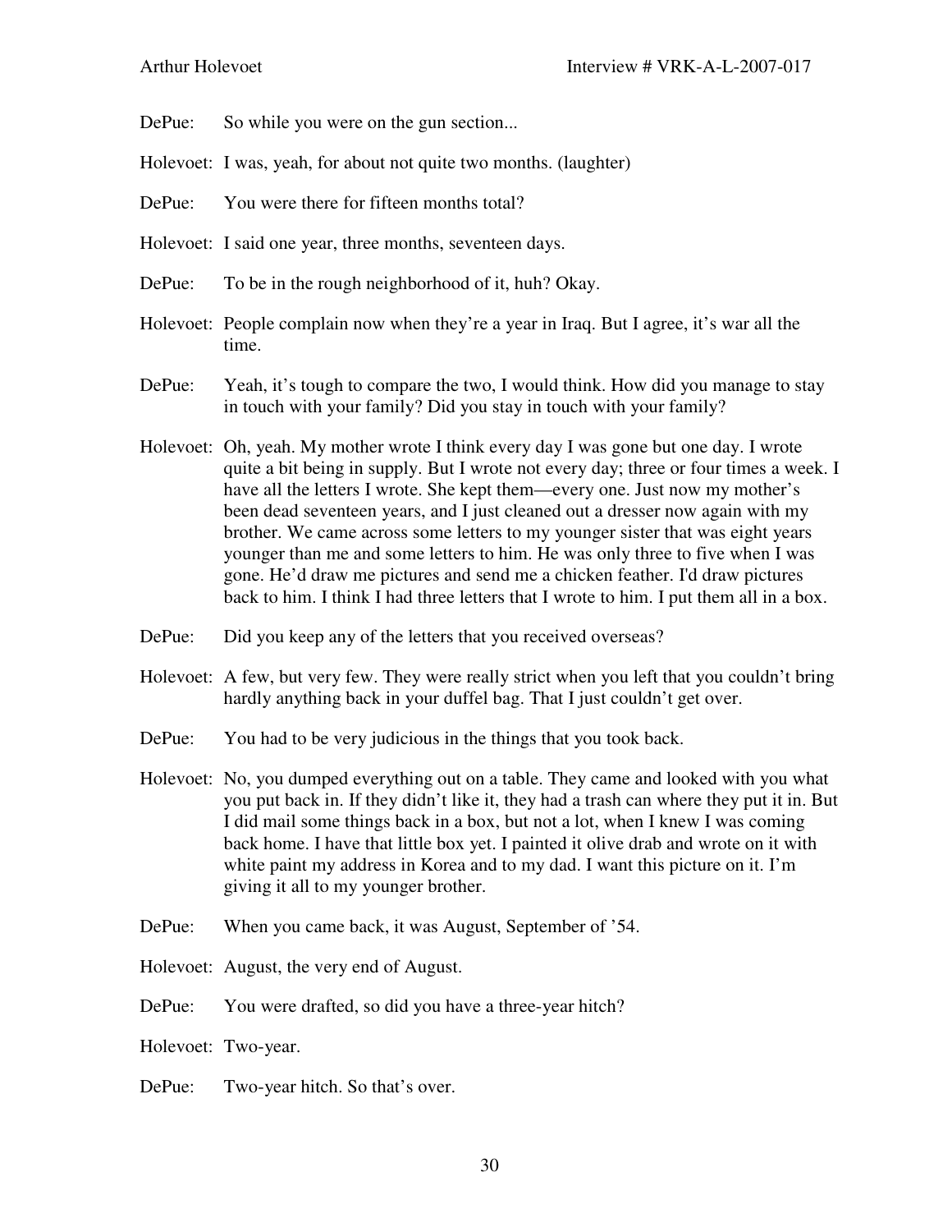DePue: So while you were on the gun section...

Holevoet: I was, yeah, for about not quite two months. (laughter)

DePue: You were there for fifteen months total?

Holevoet: I said one year, three months, seventeen days.

DePue: To be in the rough neighborhood of it, huh? Okay.

Holevoet: People complain now when they're a year in Iraq. But I agree, it's war all the time.

DePue: Yeah, it's tough to compare the two, I would think. How did you manage to stay in touch with your family? Did you stay in touch with your family?

Holevoet: Oh, yeah. My mother wrote I think every day I was gone but one day. I wrote quite a bit being in supply. But I wrote not every day; three or four times a week. I have all the letters I wrote. She kept them—every one. Just now my mother's been dead seventeen years, and I just cleaned out a dresser now again with my brother. We came across some letters to my younger sister that was eight years younger than me and some letters to him. He was only three to five when I was gone. He'd draw me pictures and send me a chicken feather. I'd draw pictures back to him. I think I had three letters that I wrote to him. I put them all in a box.

DePue: Did you keep any of the letters that you received overseas?

Holevoet: A few, but very few. They were really strict when you left that you couldn't bring hardly anything back in your duffel bag. That I just couldn't get over.

DePue: You had to be very judicious in the things that you took back.

Holevoet: No, you dumped everything out on a table. They came and looked with you what you put back in. If they didn't like it, they had a trash can where they put it in. But I did mail some things back in a box, but not a lot, when I knew I was coming back home. I have that little box yet. I painted it olive drab and wrote on it with white paint my address in Korea and to my dad. I want this picture on it. I'm giving it all to my younger brother.

DePue: When you came back, it was August, September of '54.

Holevoet: August, the very end of August.

DePue: You were drafted, so did you have a three-year hitch?

Holevoet: Two-year.

DePue: Two-year hitch. So that's over.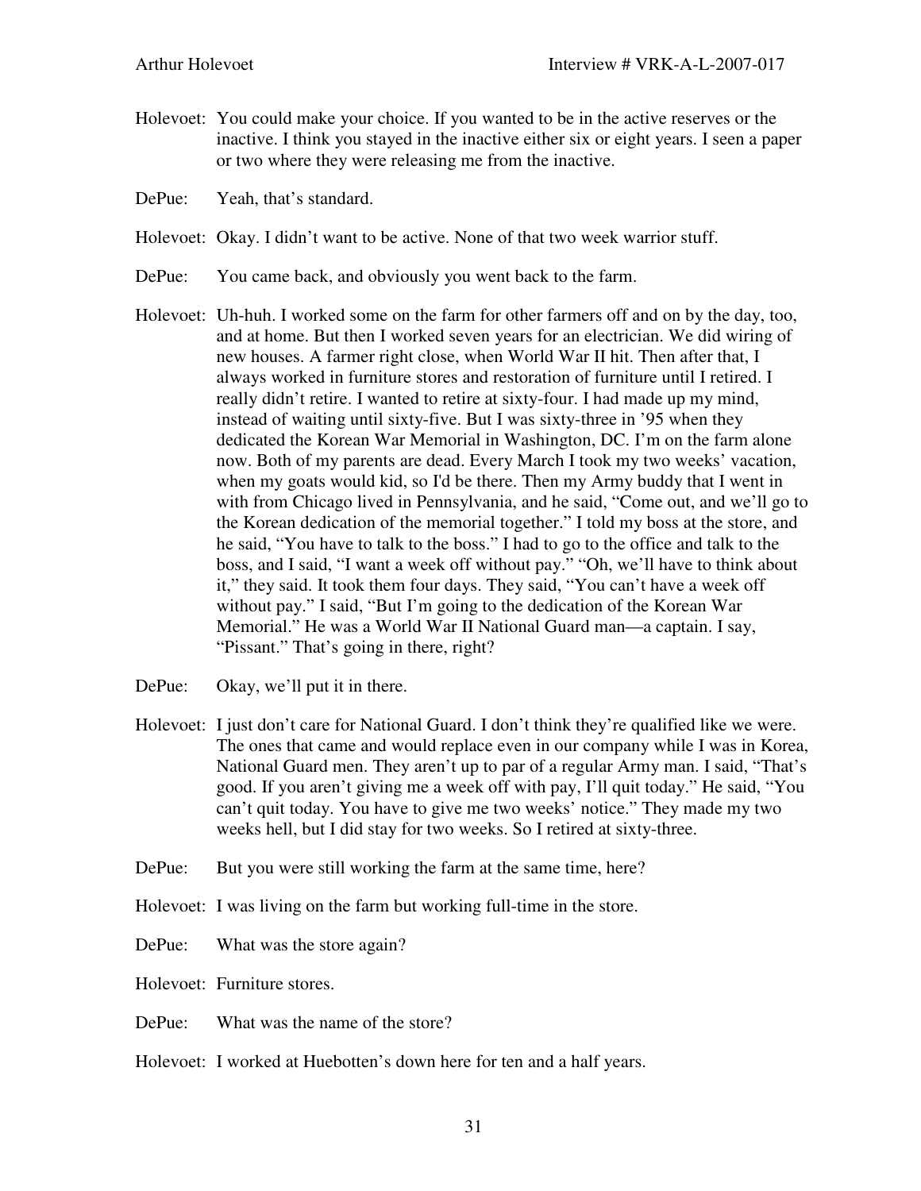Holevoet: You could make your choice. If you wanted to be in the active reserves or the inactive. I think you stayed in the inactive either six or eight years. I seen a paper or two where they were releasing me from the inactive.

DePue: Yeah, that's standard.

Holevoet: Okay. I didn't want to be active. None of that two week warrior stuff.

DePue: You came back, and obviously you went back to the farm.

Holevoet: Uh-huh. I worked some on the farm for other farmers off and on by the day, too, and at home. But then I worked seven years for an electrician. We did wiring of new houses. A farmer right close, when World War II hit. Then after that, I always worked in furniture stores and restoration of furniture until I retired. I really didn't retire. I wanted to retire at sixty-four. I had made up my mind, instead of waiting until sixty-five. But I was sixty-three in '95 when they dedicated the Korean War Memorial in Washington, DC. I'm on the farm alone now. Both of my parents are dead. Every March I took my two weeks' vacation, when my goats would kid, so I'd be there. Then my Army buddy that I went in with from Chicago lived in Pennsylvania, and he said, "Come out, and we'll go to the Korean dedication of the memorial together." I told my boss at the store, and he said, "You have to talk to the boss." I had to go to the office and talk to the boss, and I said, "I want a week off without pay." "Oh, we'll have to think about it," they said. It took them four days. They said, "You can't have a week off without pay." I said, "But I'm going to the dedication of the Korean War Memorial." He was a World War II National Guard man—a captain. I say, "Pissant." That's going in there, right?

DePue: Okay, we'll put it in there.

Holevoet: I just don't care for National Guard. I don't think they're qualified like we were. The ones that came and would replace even in our company while I was in Korea, National Guard men. They aren't up to par of a regular Army man. I said, "That's good. If you aren't giving me a week off with pay, I'll quit today." He said, "You can't quit today. You have to give me two weeks' notice." They made my two weeks hell, but I did stay for two weeks. So I retired at sixty-three.

DePue: But you were still working the farm at the same time, here?

Holevoet: I was living on the farm but working full-time in the store.

DePue: What was the store again?

Holevoet: Furniture stores.

DePue: What was the name of the store?

Holevoet: I worked at Huebotten's down here for ten and a half years.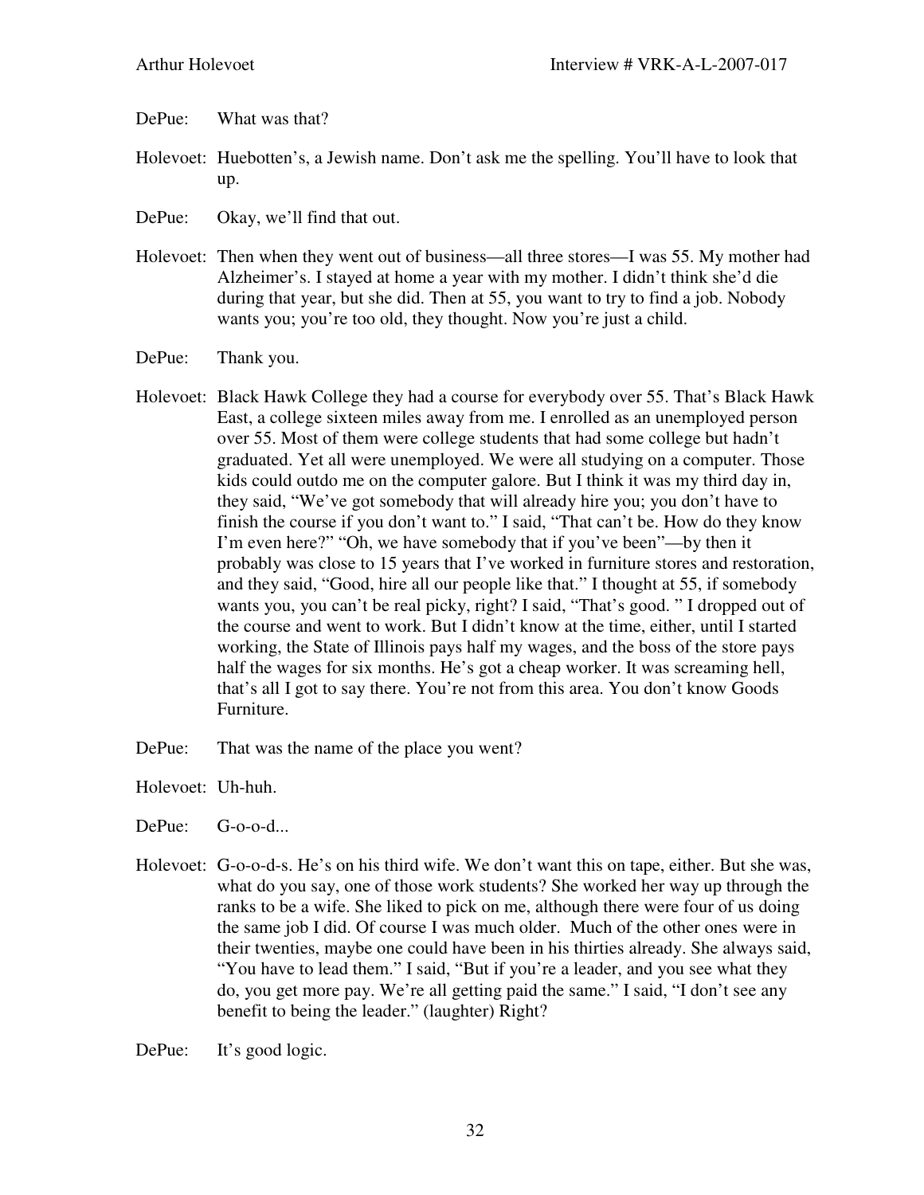DePue: What was that?

Holevoet: Huebotten's, a Jewish name. Don't ask me the spelling. You'll have to look that up.

DePue: Okay, we'll find that out.

Holevoet: Then when they went out of business—all three stores—I was 55. My mother had Alzheimer's. I stayed at home a year with my mother. I didn't think she'd die during that year, but she did. Then at 55, you want to try to find a job. Nobody wants you; you're too old, they thought. Now you're just a child.

DePue: Thank you.

Holevoet: Black Hawk College they had a course for everybody over 55. That's Black Hawk East, a college sixteen miles away from me. I enrolled as an unemployed person over 55. Most of them were college students that had some college but hadn't graduated. Yet all were unemployed. We were all studying on a computer. Those kids could outdo me on the computer galore. But I think it was my third day in, they said, "We've got somebody that will already hire you; you don't have to finish the course if you don't want to." I said, "That can't be. How do they know I'm even here?" "Oh, we have somebody that if you've been"—by then it probably was close to 15 years that I've worked in furniture stores and restoration, and they said, "Good, hire all our people like that." I thought at 55, if somebody wants you, you can't be real picky, right? I said, "That's good. " I dropped out of the course and went to work. But I didn't know at the time, either, until I started working, the State of Illinois pays half my wages, and the boss of the store pays half the wages for six months. He's got a cheap worker. It was screaming hell, that's all I got to say there. You're not from this area. You don't know Goods Furniture.

DePue: That was the name of the place you went?

Holevoet: Uh-huh.

DePue: G-o-o-d...

Holevoet: G-o-o-d-s. He's on his third wife. We don't want this on tape, either. But she was, what do you say, one of those work students? She worked her way up through the ranks to be a wife. She liked to pick on me, although there were four of us doing the same job I did. Of course I was much older. Much of the other ones were in their twenties, maybe one could have been in his thirties already. She always said, "You have to lead them." I said, "But if you're a leader, and you see what they do, you get more pay. We're all getting paid the same." I said, "I don't see any benefit to being the leader." (laughter) Right?

DePue: It's good logic.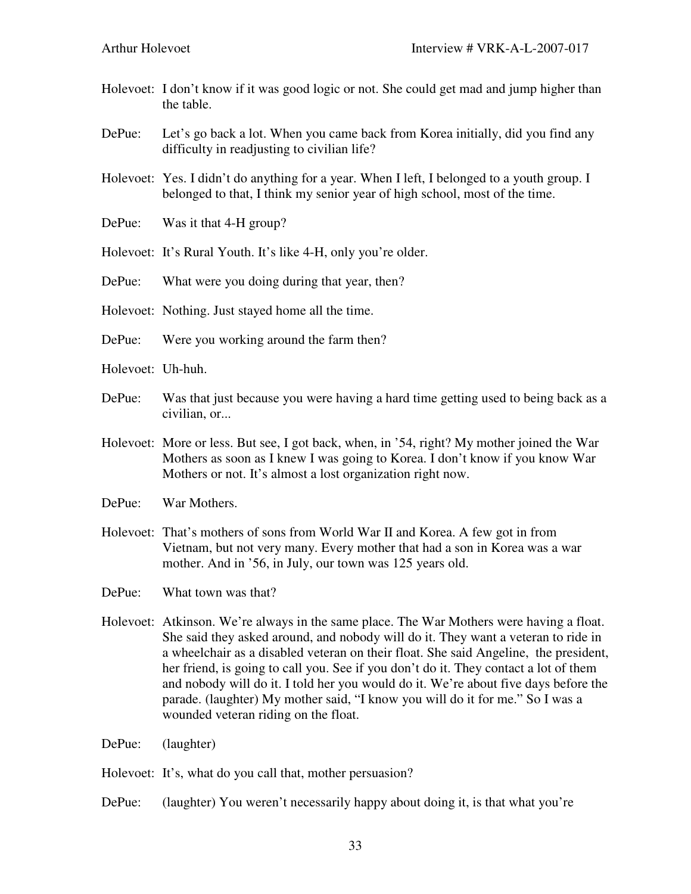Holevoet: I don't know if it was good logic or not. She could get mad and jump higher than the table.

DePue: Let's go back a lot. When you came back from Korea initially, did you find any difficulty in readjusting to civilian life?

Holevoet: Yes. I didn't do anything for a year. When I left, I belonged to a youth group. I belonged to that, I think my senior year of high school, most of the time.

DePue: Was it that 4-H group?

Holevoet: It's Rural Youth. It's like 4-H, only you're older.

DePue: What were you doing during that year, then?

Holevoet: Nothing. Just stayed home all the time.

DePue: Were you working around the farm then?

Holevoet: Uh-huh.

DePue: Was that just because you were having a hard time getting used to being back as a civilian, or...

Holevoet: More or less. But see, I got back, when, in '54, right? My mother joined the War Mothers as soon as I knew I was going to Korea. I don't know if you know War Mothers or not. It's almost a lost organization right now.

DePue: War Mothers.

Holevoet: That's mothers of sons from World War II and Korea. A few got in from Vietnam, but not very many. Every mother that had a son in Korea was a war mother. And in '56, in July, our town was 125 years old.

DePue: What town was that?

Holevoet: Atkinson. We're always in the same place. The War Mothers were having a float. She said they asked around, and nobody will do it. They want a veteran to ride in a wheelchair as a disabled veteran on their float. She said Angeline, the president, her friend, is going to call you. See if you don't do it. They contact a lot of them and nobody will do it. I told her you would do it. We're about five days before the parade. (laughter) My mother said, "I know you will do it for me." So I was a wounded veteran riding on the float.

DePue: (laughter)

Holevoet: It's, what do you call that, mother persuasion?

DePue: (laughter) You weren't necessarily happy about doing it, is that what you're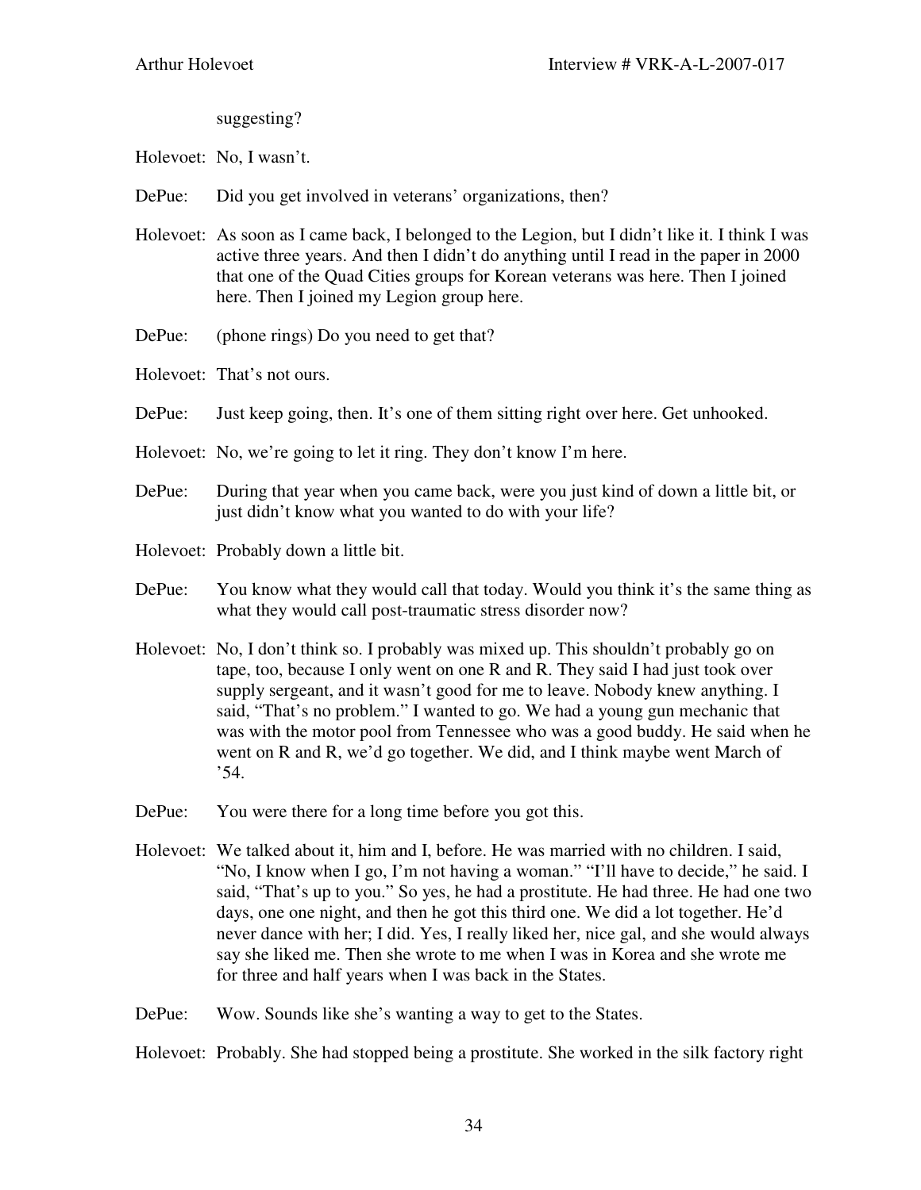suggesting?

Holevoet: No, I wasn't.

DePue: Did you get involved in veterans' organizations, then?

Holevoet: As soon as I came back, I belonged to the Legion, but I didn't like it. I think I was active three years. And then I didn't do anything until I read in the paper in 2000 that one of the Quad Cities groups for Korean veterans was here. Then I joined here. Then I joined my Legion group here.

DePue: (phone rings) Do you need to get that?

Holevoet: That's not ours.

DePue: Just keep going, then. It's one of them sitting right over here. Get unhooked.

Holevoet: No, we're going to let it ring. They don't know I'm here.

DePue: During that year when you came back, were you just kind of down a little bit, or just didn't know what you wanted to do with your life?

Holevoet: Probably down a little bit.

DePue: You know what they would call that today. Would you think it's the same thing as what they would call post-traumatic stress disorder now?

Holevoet: No, I don't think so. I probably was mixed up. This shouldn't probably go on tape, too, because I only went on one R and R. They said I had just took over supply sergeant, and it wasn't good for me to leave. Nobody knew anything. I said, "That's no problem." I wanted to go. We had a young gun mechanic that was with the motor pool from Tennessee who was a good buddy. He said when he went on R and R, we'd go together. We did, and I think maybe went March of '54.

DePue: You were there for a long time before you got this.

Holevoet: We talked about it, him and I, before. He was married with no children. I said, "No, I know when I go, I'm not having a woman." "I'll have to decide," he said. I said, "That's up to you." So yes, he had a prostitute. He had three. He had one two days, one one night, and then he got this third one. We did a lot together. He'd never dance with her; I did. Yes, I really liked her, nice gal, and she would always say she liked me. Then she wrote to me when I was in Korea and she wrote me for three and half years when I was back in the States.

DePue: Wow. Sounds like she's wanting a way to get to the States.

Holevoet: Probably. She had stopped being a prostitute. She worked in the silk factory right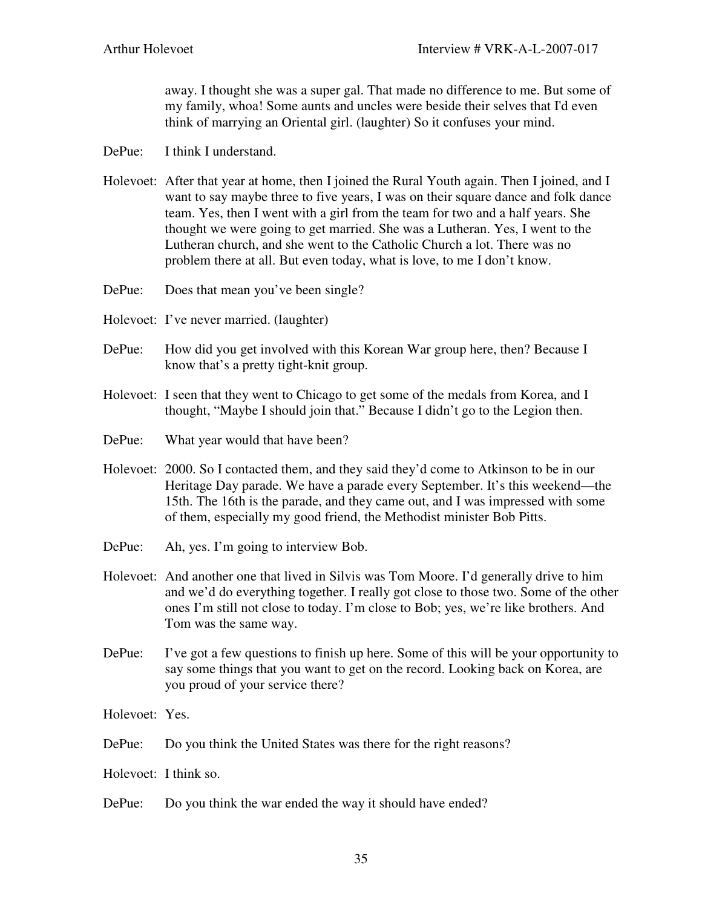away. I thought she was a super gal. That made no difference to me. But some of my family, whoa! Some aunts and uncles were beside their selves that I'd even think of marrying an Oriental girl. (laughter) So it confuses your mind.

DePue: I think I understand.

Holevoet: After that year at home, then I joined the Rural Youth again. Then I joined, and I want to say maybe three to five years, I was on their square dance and folk dance team. Yes, then I went with a girl from the team for two and a half years. She thought we were going to get married. She was a Lutheran. Yes, I went to the Lutheran church, and she went to the Catholic Church a lot. There was no problem there at all. But even today, what is love, to me I don't know.

DePue: Does that mean you've been single?

Holevoet: I've never married. (laughter)

DePue: How did you get involved with this Korean War group here, then? Because I know that's a pretty tight-knit group.

Holevoet: I seen that they went to Chicago to get some of the medals from Korea, and I thought, "Maybe I should join that." Because I didn't go to the Legion then.

DePue: What year would that have been?

Holevoet: 2000. So I contacted them, and they said they'd come to Atkinson to be in our Heritage Day parade. We have a parade every September. It's this weekend—the 15th. The 16th is the parade, and they came out, and I was impressed with some of them, especially my good friend, the Methodist minister Bob Pitts.

DePue: Ah, yes. I'm going to interview Bob.

Holevoet: And another one that lived in Silvis was Tom Moore. I'd generally drive to him and we'd do everything together. I really got close to those two. Some of the other ones I'm still not close to today. I'm close to Bob; yes, we're like brothers. And Tom was the same way.

DePue: I've got a few questions to finish up here. Some of this will be your opportunity to say some things that you want to get on the record. Looking back on Korea, are you proud of your service there?

Holevoet: Yes.

DePue: Do you think the United States was there for the right reasons?

Holevoet: I think so.

DePue: Do you think the war ended the way it should have ended?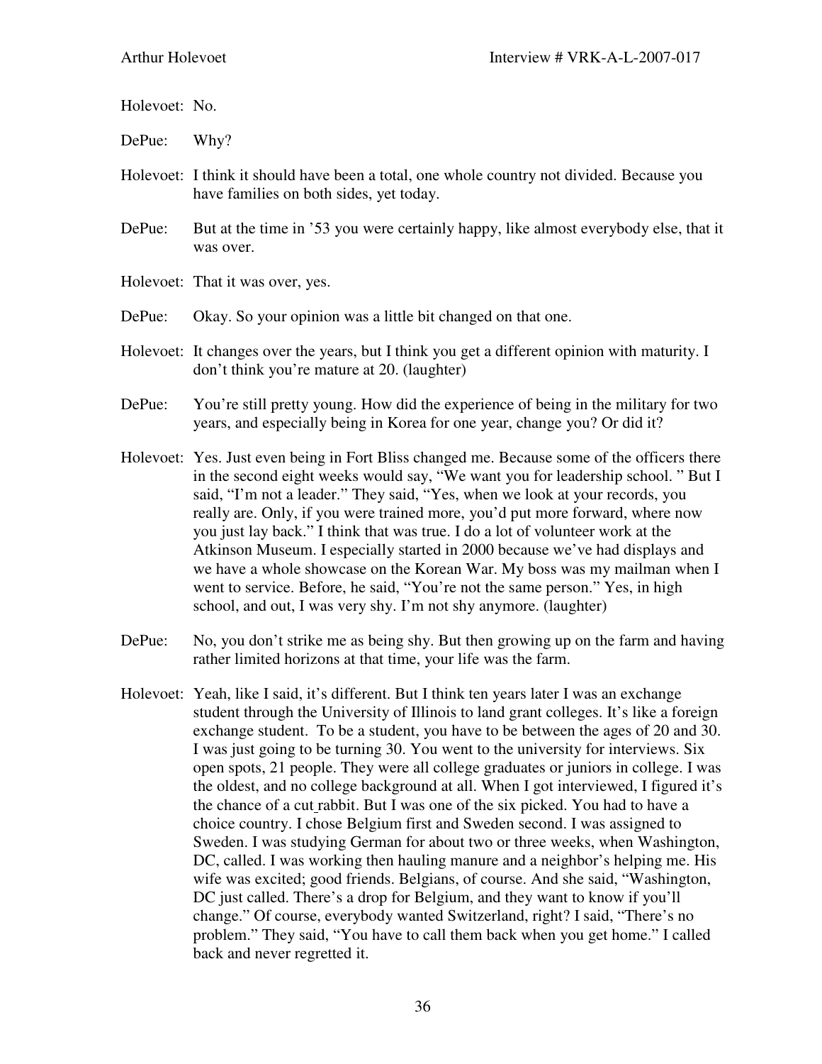Holevoet: No.

DePue: Why?

Holevoet: I think it should have been a total, one whole country not divided. Because you have families on both sides, yet today.

DePue: But at the time in '53 you were certainly happy, like almost everybody else, that it was over.

Holevoet: That it was over, yes.

DePue: Okay. So your opinion was a little bit changed on that one.

Holevoet: It changes over the years, but I think you get a different opinion with maturity. I don't think you're mature at 20. (laughter)

DePue: You're still pretty young. How did the experience of being in the military for two years, and especially being in Korea for one year, change you? Or did it?

Holevoet: Yes. Just even being in Fort Bliss changed me. Because some of the officers there in the second eight weeks would say, "We want you for leadership school. " But I said, "I'm not a leader." They said, "Yes, when we look at your records, you really are. Only, if you were trained more, you'd put more forward, where now you just lay back." I think that was true. I do a lot of volunteer work at the Atkinson Museum. I especially started in 2000 because we've had displays and we have a whole showcase on the Korean War. My boss was my mailman when I went to service. Before, he said, "You're not the same person." Yes, in high school, and out, I was very shy. I'm not shy anymore. (laughter)

DePue: No, you don't strike me as being shy. But then growing up on the farm and having rather limited horizons at that time, your life was the farm.

Holevoet: Yeah, like I said, it's different. But I think ten years later I was an exchange student through the University of Illinois to land grant colleges. It's like a foreign exchange student. To be a student, you have to be between the ages of 20 and 30. I was just going to be turning 30. You went to the university for interviews. Six open spots, 21 people. They were all college graduates or juniors in college. I was the oldest, and no college background at all. When I got interviewed, I figured it's the chance of a cut rabbit. But I was one of the six picked. You had to have a choice country. I chose Belgium first and Sweden second. I was assigned to Sweden. I was studying German for about two or three weeks, when Washington, DC, called. I was working then hauling manure and a neighbor's helping me. His wife was excited; good friends. Belgians, of course. And she said, "Washington, DC just called. There's a drop for Belgium, and they want to know if you'll change." Of course, everybody wanted Switzerland, right? I said, "There's no problem." They said, "You have to call them back when you get home." I called back and never regretted it.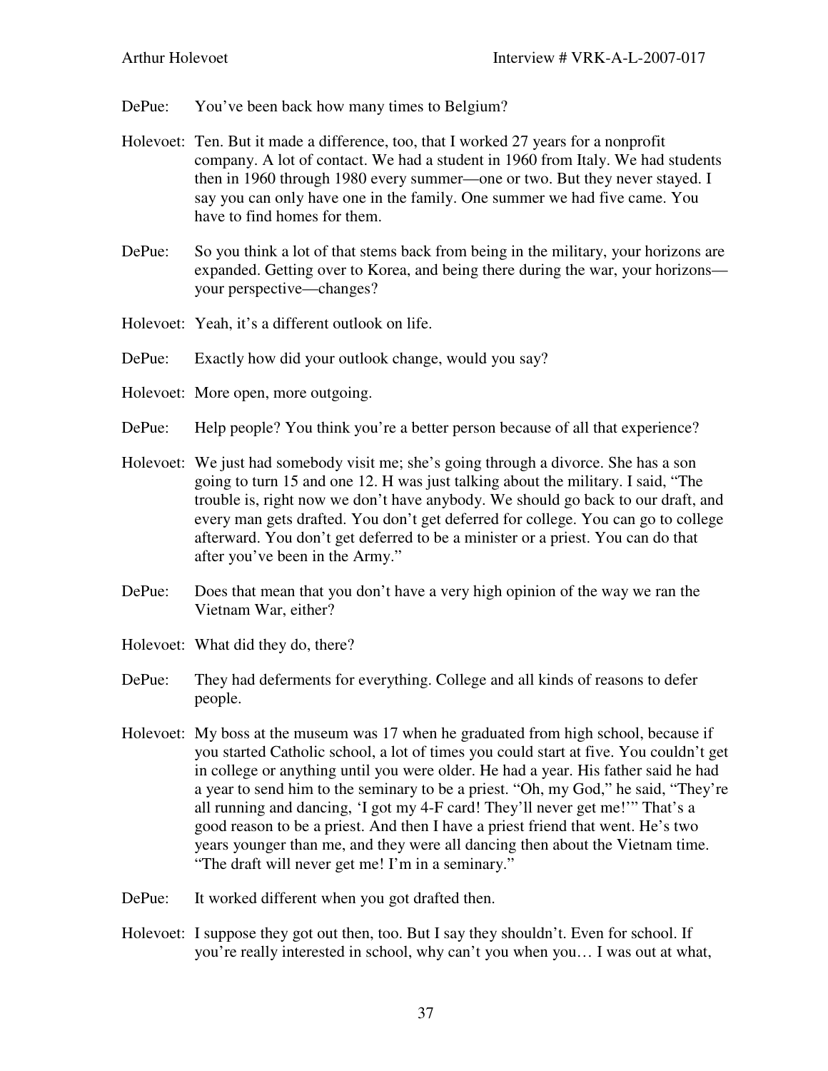DePue: You've been back how many times to Belgium?

Holevoet: Ten. But it made a difference, too, that I worked 27 years for a nonprofit company. A lot of contact. We had a student in 1960 from Italy. We had students then in 1960 through 1980 every summer—one or two. But they never stayed. I say you can only have one in the family. One summer we had five came. You have to find homes for them.

DePue: So you think a lot of that stems back from being in the military, your horizons are expanded. Getting over to Korea, and being there during the war, your horizons—your perspective—changes?

Holevoet: Yeah, it's a different outlook on life.

DePue: Exactly how did your outlook change, would you say?

Holevoet: More open, more outgoing.

DePue: Help people? You think you're a better person because of all that experience?

Holevoet: We just had somebody visit me; she's going through a divorce. She has a son going to turn 15 and one 12. H was just talking about the military. I said, "The trouble is, right now we don't have anybody. We should go back to our draft, and every man gets drafted. You don't get deferred for college. You can go to college afterward. You don't get deferred to be a minister or a priest. You can do that after you've been in the Army."

DePue: Does that mean that you don't have a very high opinion of the way we ran the Vietnam War, either?

Holevoet: What did they do, there?

DePue: They had deferments for everything. College and all kinds of reasons to defer people.

Holevoet: My boss at the museum was 17 when he graduated from high school, because if you started Catholic school, a lot of times you could start at five. You couldn't get in college or anything until you were older. He had a year. His father said he had a year to send him to the seminary to be a priest. "Oh, my God," he said, "They're all running and dancing, 'I got my 4-F card! They'll never get me!'" That's a good reason to be a priest. And then I have a priest friend that went. He's two years younger than me, and they were all dancing then about the Vietnam time. "The draft will never get me! I'm in a seminary."

DePue: It worked different when you got drafted then.

Holevoet: I suppose they got out then, too. But I say they shouldn't. Even for school. If you're really interested in school, why can't you when you… I was out at what,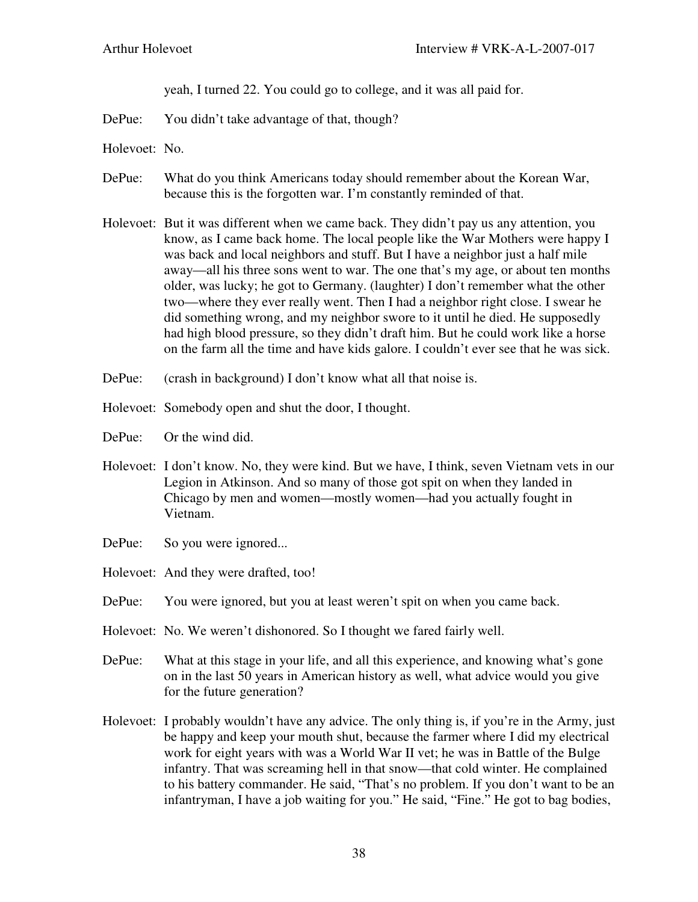yeah, I turned 22. You could go to college, and it was all paid for.

DePue: You didn't take advantage of that, though?

Holevoet: No.

DePue: What do you think Americans today should remember about the Korean War, because this is the forgotten war. I'm constantly reminded of that.

Holevoet: But it was different when we came back. They didn't pay us any attention, you know, as I came back home. The local people like the War Mothers were happy I was back and local neighbors and stuff. But I have a neighbor just a half mile away—all his three sons went to war. The one that's my age, or about ten months older, was lucky; he got to Germany. (laughter) I don't remember what the other two—where they ever really went. Then I had a neighbor right close. I swear he did something wrong, and my neighbor swore to it until he died. He supposedly had high blood pressure, so they didn't draft him. But he could work like a horse on the farm all the time and have kids galore. I couldn't ever see that he was sick.

DePue: (crash in background) I don't know what all that noise is.

Holevoet: Somebody open and shut the door, I thought.

DePue: Or the wind did.

Holevoet: I don't know. No, they were kind. But we have, I think, seven Vietnam vets in our Legion in Atkinson. And so many of those got spit on when they landed in Chicago by men and women—mostly women—had you actually fought in Vietnam.

DePue: So you were ignored...

Holevoet: And they were drafted, too!

DePue: You were ignored, but you at least weren't spit on when you came back.

Holevoet: No. We weren't dishonored. So I thought we fared fairly well.

DePue: What at this stage in your life, and all this experience, and knowing what's gone on in the last 50 years in American history as well, what advice would you give for the future generation?

Holevoet: I probably wouldn't have any advice. The only thing is, if you're in the Army, just be happy and keep your mouth shut, because the farmer where I did my electrical work for eight years with was a World War II vet; he was in Battle of the Bulge infantry. That was screaming hell in that snow—that cold winter. He complained to his battery commander. He said, "That's no problem. If you don't want to be an infantryman, I have a job waiting for you." He said, "Fine." He got to bag bodies,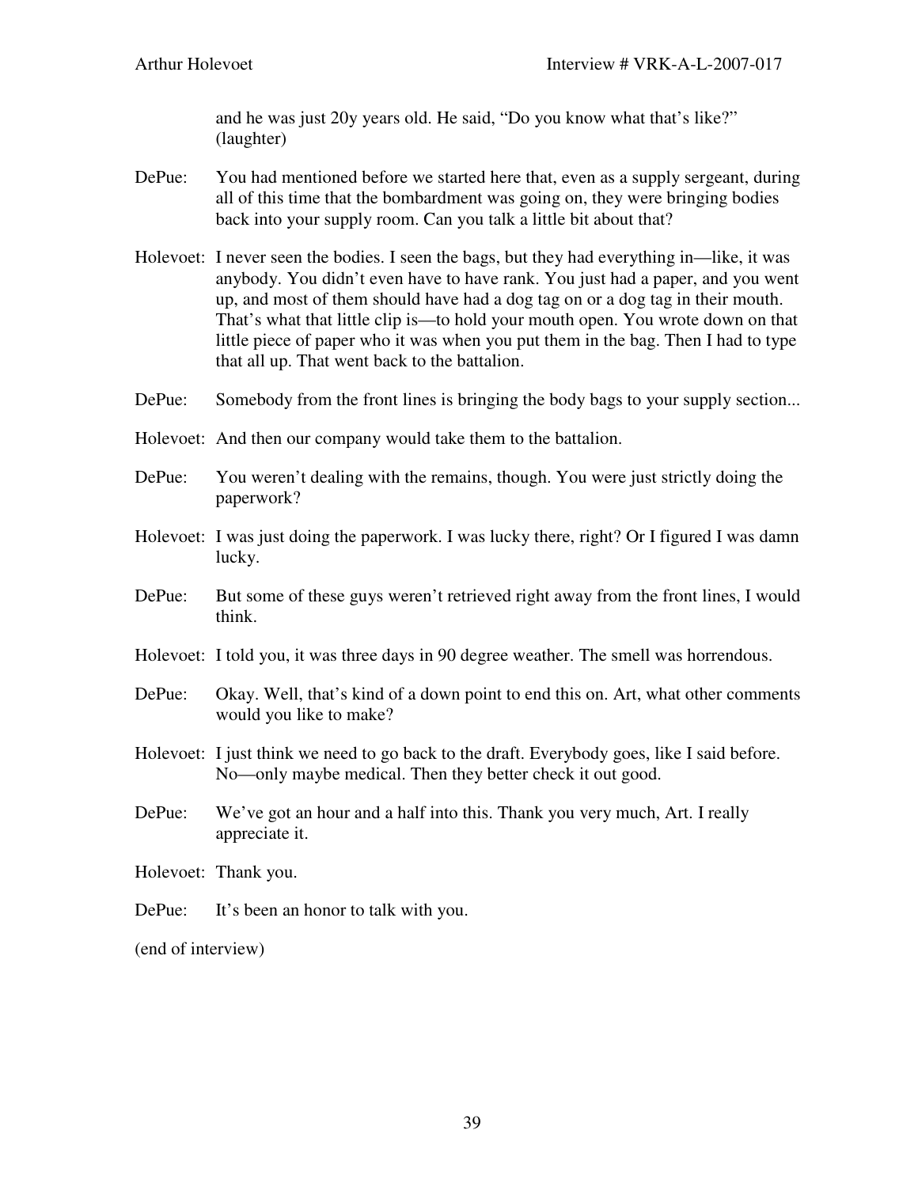and he was just 20y years old. He said, "Do you know what that's like?" (laughter)

DePue: You had mentioned before we started here that, even as a supply sergeant, during all of this time that the bombardment was going on, they were bringing bodies back into your supply room. Can you talk a little bit about that?

Holevoet: I never seen the bodies. I seen the bags, but they had everything in—like, it was anybody. You didn't even have to have rank. You just had a paper, and you went up, and most of them should have had a dog tag on or a dog tag in their mouth. That's what that little clip is—to hold your mouth open. You wrote down on that little piece of paper who it was when you put them in the bag. Then I had to type that all up. That went back to the battalion.

DePue: Somebody from the front lines is bringing the body bags to your supply section...

Holevoet: And then our company would take them to the battalion.

DePue: You weren't dealing with the remains, though. You were just strictly doing the paperwork?

Holevoet: I was just doing the paperwork. I was lucky there, right? Or I figured I was damn lucky.

DePue: But some of these guys weren't retrieved right away from the front lines, I would think.

Holevoet: I told you, it was three days in 90 degree weather. The smell was horrendous.

DePue: Okay. Well, that's kind of a down point to end this on. Art, what other comments would you like to make?

Holevoet: I just think we need to go back to the draft. Everybody goes, like I said before. No—only maybe medical. Then they better check it out good.

DePue: We've got an hour and a half into this. Thank you very much, Art. I really appreciate it.

Holevoet: Thank you.

DePue: It's been an honor to talk with you.

(end of interview)